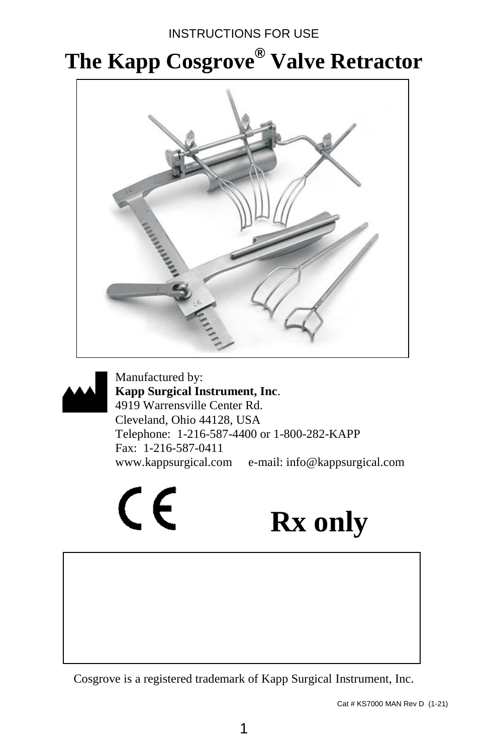INSTRUCTIONS FOR USE

# The Kapp Cosgrove® Valve Retractor

Manufactured by:
**Kapp Surgical Instrument, Inc**.
4919 Warrensville Center Rd.
Cleveland, Ohio 44128, USA
Telephone: 1-216-587-4400 or 1-800-282-KAPP
Fax: 1-216-587-0411
www.kappsurgical.com e-mail: info@kappsurgical.com

CE

**Rx only**

Cosgrove is a registered trademark of Kapp Surgical Instrument, Inc.

Cat # KS7000 MAN Rev D (1-21)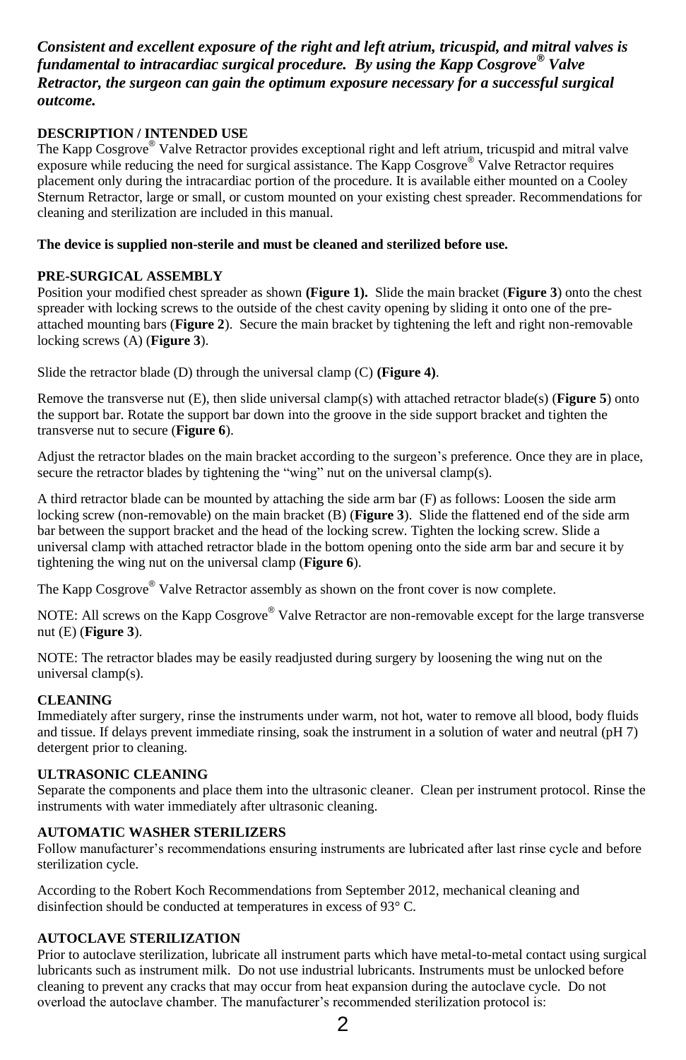***Consistent and excellent exposure of the right and left atrium, tricuspid, and mitral valves is fundamental to intracardiac surgical procedure. By using the Kapp Cosgrove® Valve Retractor, the surgeon can gain the optimum exposure necessary for a successful surgical outcome.***

**DESCRIPTION / INTENDED USE**

The Kapp Cosgrove® Valve Retractor provides exceptional right and left atrium, tricuspid and mitral valve exposure while reducing the need for surgical assistance. The Kapp Cosgrove® Valve Retractor requires placement only during the intracardiac portion of the procedure. It is available either mounted on a Cooley Sternum Retractor, large or small, or custom mounted on your existing chest spreader. Recommendations for cleaning and sterilization are included in this manual.

**The device is supplied non-sterile and must be cleaned and sterilized before use.**

**PRE-SURGICAL ASSEMBLY**

Position your modified chest spreader as shown **(Figure 1).** Slide the main bracket (**Figure 3**) onto the chest spreader with locking screws to the outside of the chest cavity opening by sliding it onto one of the pre-attached mounting bars (**Figure 2**). Secure the main bracket by tightening the left and right non-removable locking screws (A) (**Figure 3**).

Slide the retractor blade (D) through the universal clamp (C) **(Figure 4)**.

Remove the transverse nut (E), then slide universal clamp(s) with attached retractor blade(s) (**Figure 5**) onto the support bar. Rotate the support bar down into the groove in the side support bracket and tighten the transverse nut to secure (**Figure 6**).

Adjust the retractor blades on the main bracket according to the surgeon's preference. Once they are in place, secure the retractor blades by tightening the "wing" nut on the universal clamp(s).

A third retractor blade can be mounted by attaching the side arm bar (F) as follows: Loosen the side arm locking screw (non-removable) on the main bracket (B) (**Figure 3**). Slide the flattened end of the side arm bar between the support bracket and the head of the locking screw. Tighten the locking screw. Slide a universal clamp with attached retractor blade in the bottom opening onto the side arm bar and secure it by tightening the wing nut on the universal clamp (**Figure 6**).

The Kapp Cosgrove® Valve Retractor assembly as shown on the front cover is now complete.

NOTE: All screws on the Kapp Cosgrove® Valve Retractor are non-removable except for the large transverse nut (E) (**Figure 3**).

NOTE: The retractor blades may be easily readjusted during surgery by loosening the wing nut on the universal clamp(s).

**CLEANING**

Immediately after surgery, rinse the instruments under warm, not hot, water to remove all blood, body fluids and tissue. If delays prevent immediate rinsing, soak the instrument in a solution of water and neutral (pH 7) detergent prior to cleaning.

**ULTRASONIC CLEANING**

Separate the components and place them into the ultrasonic cleaner. Clean per instrument protocol. Rinse the instruments with water immediately after ultrasonic cleaning.

**AUTOMATIC WASHER STERILIZERS**

Follow manufacturer's recommendations ensuring instruments are lubricated after last rinse cycle and before sterilization cycle.

According to the Robert Koch Recommendations from September 2012, mechanical cleaning and disinfection should be conducted at temperatures in excess of 93° C.

**AUTOCLAVE STERILIZATION**

Prior to autoclave sterilization, lubricate all instrument parts which have metal-to-metal contact using surgical lubricants such as instrument milk. Do not use industrial lubricants. Instruments must be unlocked before cleaning to prevent any cracks that may occur from heat expansion during the autoclave cycle. Do not overload the autoclave chamber. The manufacturer's recommended sterilization protocol is: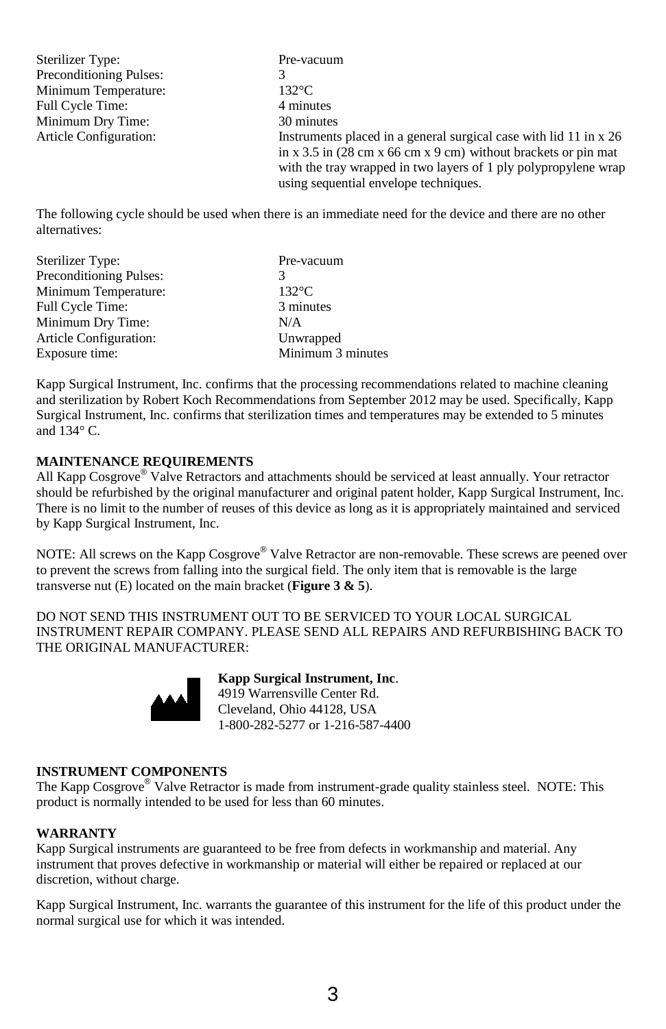| | |
|---|---|
| Sterilizer Type: | Pre-vacuum |
| Preconditioning Pulses: | 3 |
| Minimum Temperature: | 132°C |
| Full Cycle Time: | 4 minutes |
| Minimum Dry Time: | 30 minutes |
| Article Configuration: | Instruments placed in a general surgical case with lid 11 in x 26 in x 3.5 in (28 cm x 66 cm x 9 cm) without brackets or pin mat with the tray wrapped in two layers of 1 ply polypropylene wrap using sequential envelope techniques. |

The following cycle should be used when there is an immediate need for the device and there are no other alternatives:

| | |
|---|---|
| Sterilizer Type: | Pre-vacuum |
| Preconditioning Pulses: | 3 |
| Minimum Temperature: | 132°C |
| Full Cycle Time: | 3 minutes |
| Minimum Dry Time: | N/A |
| Article Configuration: | Unwrapped |
| Exposure time: | Minimum 3 minutes |

Kapp Surgical Instrument, Inc. confirms that the processing recommendations related to machine cleaning and sterilization by Robert Koch Recommendations from September 2012 may be used. Specifically, Kapp Surgical Instrument, Inc. confirms that sterilization times and temperatures may be extended to 5 minutes and 134° C.

**MAINTENANCE REQUIREMENTS**

All Kapp Cosgrove® Valve Retractors and attachments should be serviced at least annually. Your retractor should be refurbished by the original manufacturer and original patent holder, Kapp Surgical Instrument, Inc. There is no limit to the number of reuses of this device as long as it is appropriately maintained and serviced by Kapp Surgical Instrument, Inc.

NOTE: All screws on the Kapp Cosgrove® Valve Retractor are non-removable. These screws are peened over to prevent the screws from falling into the surgical field. The only item that is removable is the large transverse nut (E) located on the main bracket (**Figure 3 & 5**).

DO NOT SEND THIS INSTRUMENT OUT TO BE SERVICED TO YOUR LOCAL SURGICAL INSTRUMENT REPAIR COMPANY. PLEASE SEND ALL REPAIRS AND REFURBISHING BACK TO THE ORIGINAL MANUFACTURER:

**Kapp Surgical Instrument, Inc**.
4919 Warrensville Center Rd.
Cleveland, Ohio 44128, USA
1-800-282-5277 or 1-216-587-4400

**INSTRUMENT COMPONENTS**

The Kapp Cosgrove® Valve Retractor is made from instrument-grade quality stainless steel. NOTE: This product is normally intended to be used for less than 60 minutes.

**WARRANTY**

Kapp Surgical instruments are guaranteed to be free from defects in workmanship and material. Any instrument that proves defective in workmanship or material will either be repaired or replaced at our discretion, without charge.

Kapp Surgical Instrument, Inc. warrants the guarantee of this instrument for the life of this product under the normal surgical use for which it was intended.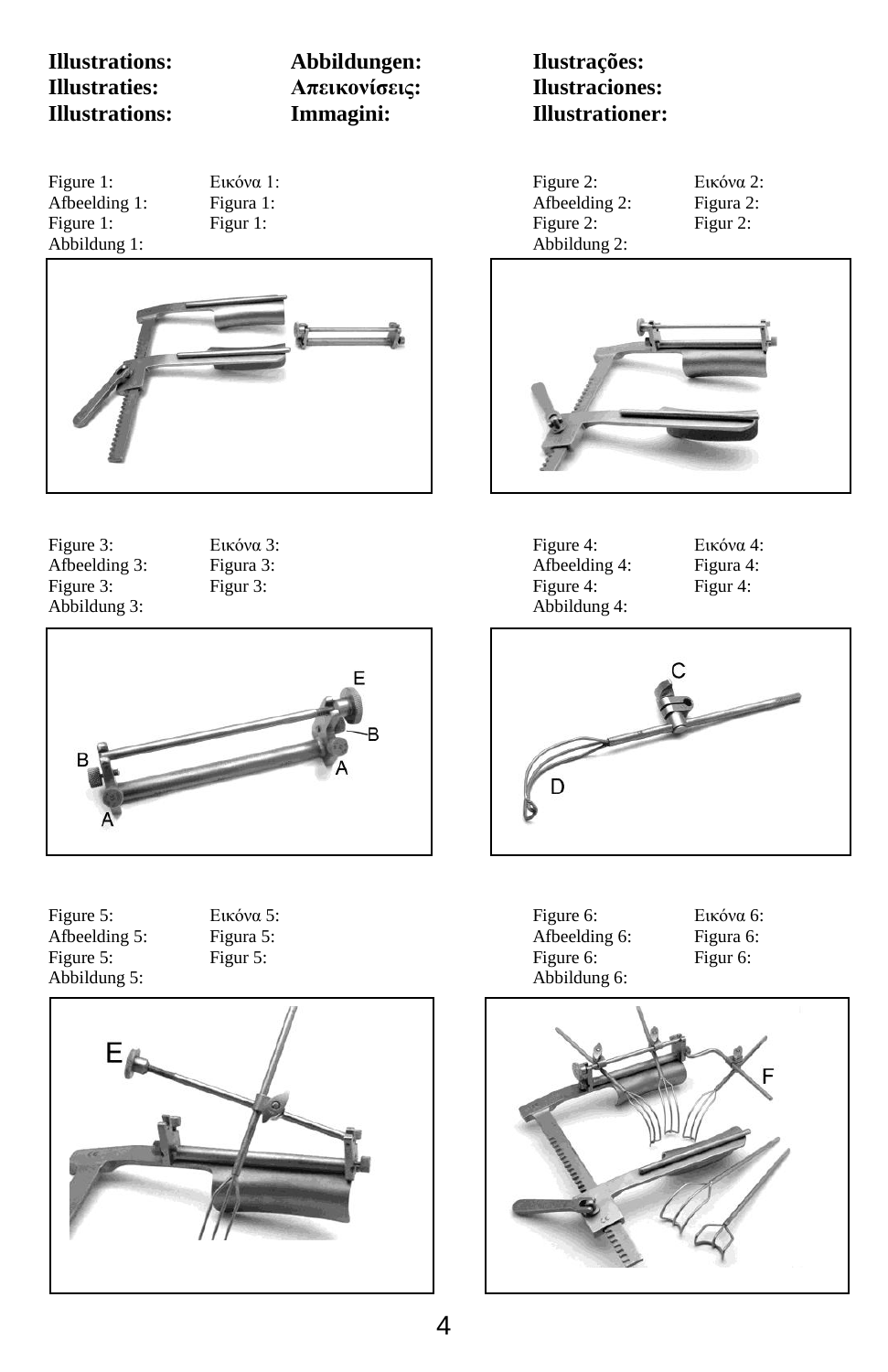**Illustrations:** **Abbildungen:** **Ilustrações:**
**Illustraties:** **Απεικονίσεις:** **Ilustraciones:**
**Illustrations:** **Immagini:** **Illustrationer:**

Figure 1: Εικόνα 1:
Afbeelding 1: Figura 1:
Figure 1: Figur 1:
Abbildung 1:

Figure 2: Εικόνα 2:
Afbeelding 2: Figura 2:
Figure 2: Figur 2:
Abbildung 2:

Figure 3: Εικόνα 3:
Afbeelding 3: Figura 3:
Figure 3: Figur 3:
Abbildung 3:

E B B A A

Figure 4: Εικόνα 4:
Afbeelding 4: Figura 4:
Figure 4: Figur 4:
Abbildung 4:

C D

Figure 5: Εικόνα 5:
Afbeelding 5: Figura 5:
Figure 5: Figur 5:
Abbildung 5:

E

Figure 6: Εικόνα 6:
Afbeelding 6: Figura 6:
Figure 6: Figur 6:
Abbildung 6:

F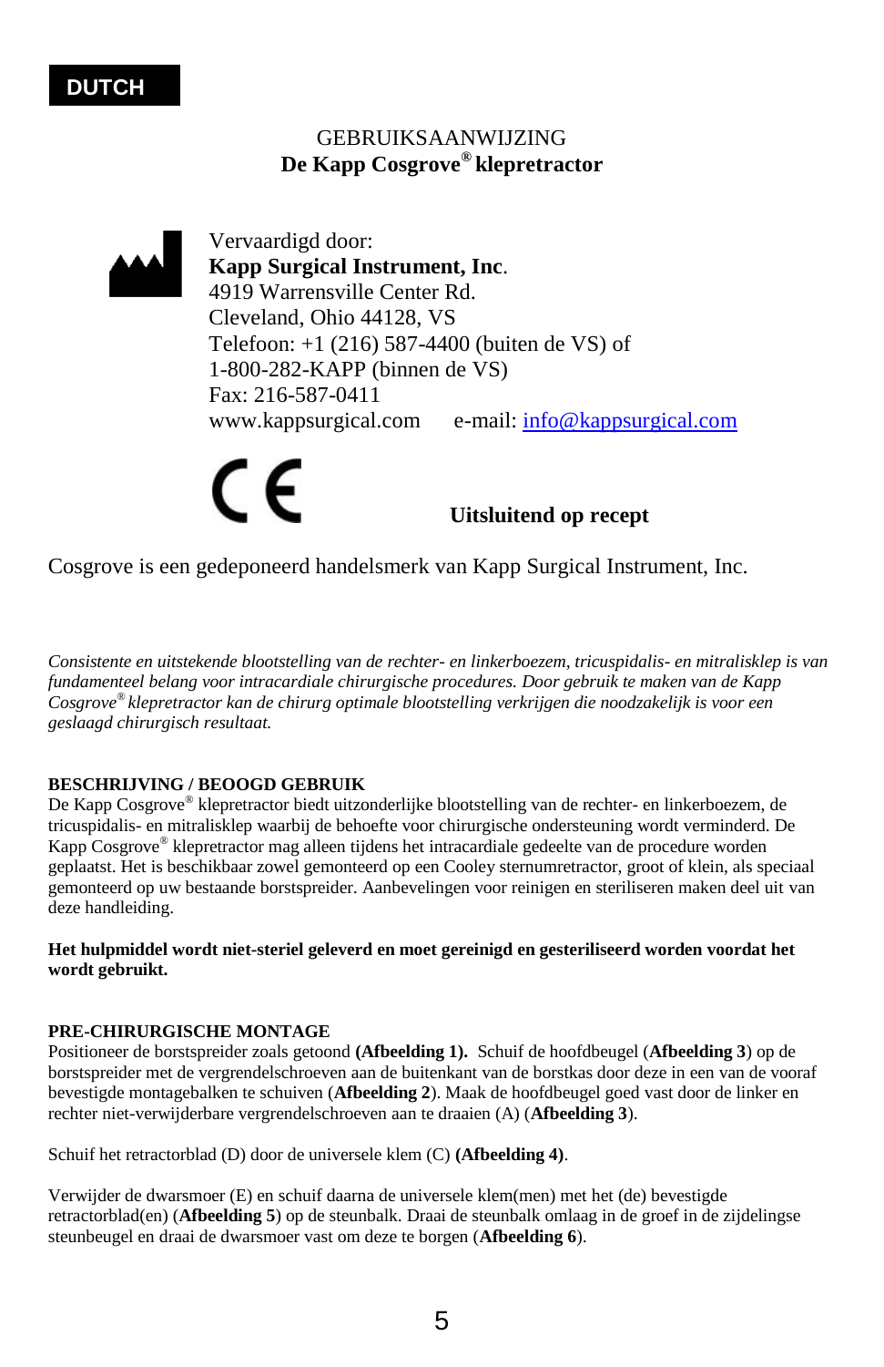**DUTCH**

GEBRUIKSAANWIJZING

**De Kapp Cosgrove® klepretractor**

Vervaardigd door:
**Kapp Surgical Instrument, Inc**.
4919 Warrensville Center Rd.
Cleveland, Ohio 44128, VS
Telefoon: +1 (216) 587-4400 (buiten de VS) of
1-800-282-KAPP (binnen de VS)
Fax: 216-587-0411
www.kappsurgical.com e-mail: info@kappsurgical.com

CE

**Uitsluitend op recept**

Cosgrove is een gedeponeerd handelsmerk van Kapp Surgical Instrument, Inc.

*Consistente en uitstekende blootstelling van de rechter- en linkerboezem, tricuspidalis- en mitralisklep is van fundamenteel belang voor intracardiale chirurgische procedures. Door gebruik te maken van de Kapp Cosgrove® klepretractor kan de chirurg optimale blootstelling verkrijgen die noodzakelijk is voor een geslaagd chirurgisch resultaat.*

**BESCHRIJVING / BEOOGD GEBRUIK**

De Kapp Cosgrove® klepretractor biedt uitzonderlijke blootstelling van de rechter- en linkerboezem, de tricuspidalis- en mitralisklep waarbij de behoefte voor chirurgische ondersteuning wordt verminderd. De Kapp Cosgrove® klepretractor mag alleen tijdens het intracardiale gedeelte van de procedure worden geplaatst. Het is beschikbaar zowel gemonteerd op een Cooley sternumretractor, groot of klein, als speciaal gemonteerd op uw bestaande borstspreider. Aanbevelingen voor reinigen en steriliseren maken deel uit van deze handleiding.

**Het hulpmiddel wordt niet-steriel geleverd en moet gereinigd en gesteriliseerd worden voordat het wordt gebruikt.**

**PRE-CHIRURGISCHE MONTAGE**

Positioneer de borstspreider zoals getoond **(Afbeelding 1).** Schuif de hoofdbeugel (**Afbeelding 3**) op de borstspreider met de vergrendelschroeven aan de buitenkant van de borstkas door deze in een van de vooraf bevestigde montagebalken te schuiven (**Afbeelding 2**). Maak de hoofdbeugel goed vast door de linker en rechter niet-verwijderbare vergrendelschroeven aan te draaien (A) (**Afbeelding 3**).

Schuif het retractorblad (D) door de universele klem (C) **(Afbeelding 4)**.

Verwijder de dwarsmoer (E) en schuif daarna de universele klem(men) met het (de) bevestigde retractorblad(en) (**Afbeelding 5**) op de steunbalk. Draai de steunbalk omlaag in de groef in de zijdelingse steunbeugel en draai de dwarsmoer vast om deze te borgen (**Afbeelding 6**).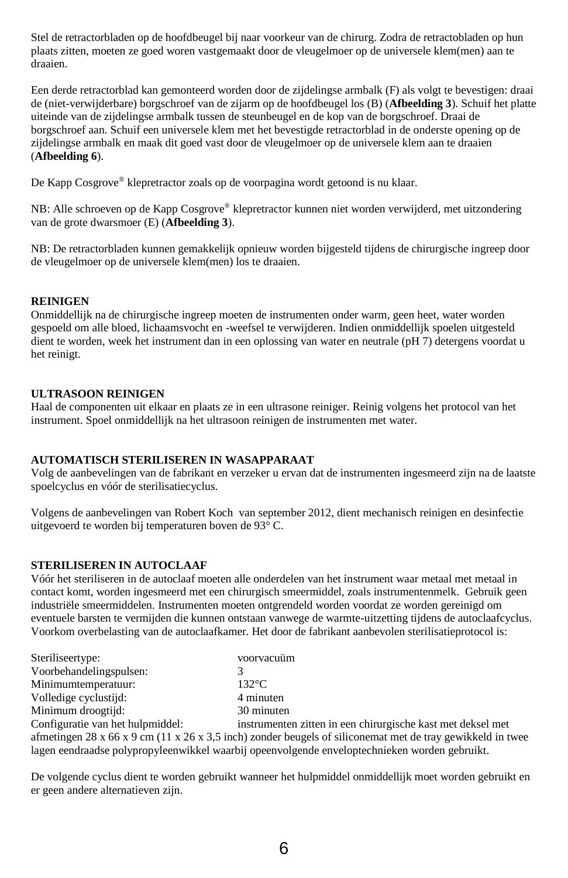Stel de retractorbladen op de hoofdbeugel bij naar voorkeur van de chirurg. Zodra de retractobladen op hun plaats zitten, moeten ze goed woren vastgemaakt door de vleugelmoer op de universele klem(men) aan te draaien.

Een derde retractorblad kan gemonteerd worden door de zijdelingse armbalk (F) als volgt te bevestigen: draai de (niet-verwijderbare) borgschroef van de zijarm op de hoofdbeugel los (B) (**Afbeelding 3**). Schuif het platte uiteinde van de zijdelingse armbalk tussen de steunbeugel en de kop van de borgschroef. Draai de borgschroef aan. Schuif een universele klem met het bevestigde retractorblad in de onderste opening op de zijdelingse armbalk en maak dit goed vast door de vleugelmoer op de universele klem aan te draaien (**Afbeelding 6**).

De Kapp Cosgrove® klepretractor zoals op de voorpagina wordt getoond is nu klaar.

NB: Alle schroeven op de Kapp Cosgrove® klepretractor kunnen niet worden verwijderd, met uitzondering van de grote dwarsmoer (E) (**Afbeelding 3**).

NB: De retractorbladen kunnen gemakkelijk opnieuw worden bijgesteld tijdens de chirurgische ingreep door de vleugelmoer op de universele klem(men) los te draaien.

**REINIGEN**

Onmiddellijk na de chirurgische ingreep moeten de instrumenten onder warm, geen heet, water worden gespoeld om alle bloed, lichaamsvocht en -weefsel te verwijderen. Indien onmiddellijk spoelen uitgesteld dient te worden, week het instrument dan in een oplossing van water en neutrale (pH 7) detergens voordat u het reinigt.

**ULTRASOON REINIGEN**

Haal de componenten uit elkaar en plaats ze in een ultrasone reiniger. Reinig volgens het protocol van het instrument. Spoel onmiddellijk na het ultrasoon reinigen de instrumenten met water.

**AUTOMATISCH STERILISEREN IN WASAPPARAAT**

Volg de aanbevelingen van de fabrikant en verzeker u ervan dat de instrumenten ingesmeerd zijn na de laatste spoelcyclus en vóór de sterilisatiecyclus.

Volgens de aanbevelingen van Robert Koch van september 2012, dient mechanisch reinigen en desinfectie uitgevoerd te worden bij temperaturen boven de 93° C.

**STERILISEREN IN AUTOCLAAF**

Vóór het steriliseren in de autoclaaf moeten alle onderdelen van het instrument waar metaal met metaal in contact komt, worden ingesmeerd met een chirurgisch smeermiddel, zoals instrumentenmelk. Gebruik geen industriële smeermiddelen. Instrumenten moeten ontgrendeld worden voordat ze worden gereinigd om eventuele barsten te vermijden die kunnen ontstaan vanwege de warmte-uitzetting tijdens de autoclaafcyclus. Voorkom overbelasting van de autoclaafkamer. Het door de fabrikant aanbevolen sterilisatieprotocol is:

Steriliseertype: voorvacuüm
Voorbehandelingspulsen: 3
Minimumtemperatuur: 132°C
Volledige cyclustijd: 4 minuten
Minimum droogtijd: 30 minuten
Configuratie van het hulpmiddel: instrumenten zitten in een chirurgische kast met deksel met afmetingen 28 x 66 x 9 cm (11 x 26 x 3,5 inch) zonder beugels of siliconemat met de tray gewikkeld in twee lagen eendraadse polypropyleenwikkel waarbij opeenvolgende enveloptechnieken worden gebruikt.

De volgende cyclus dient te worden gebruikt wanneer het hulpmiddel onmiddellijk moet worden gebruikt en er geen andere alternatieven zijn.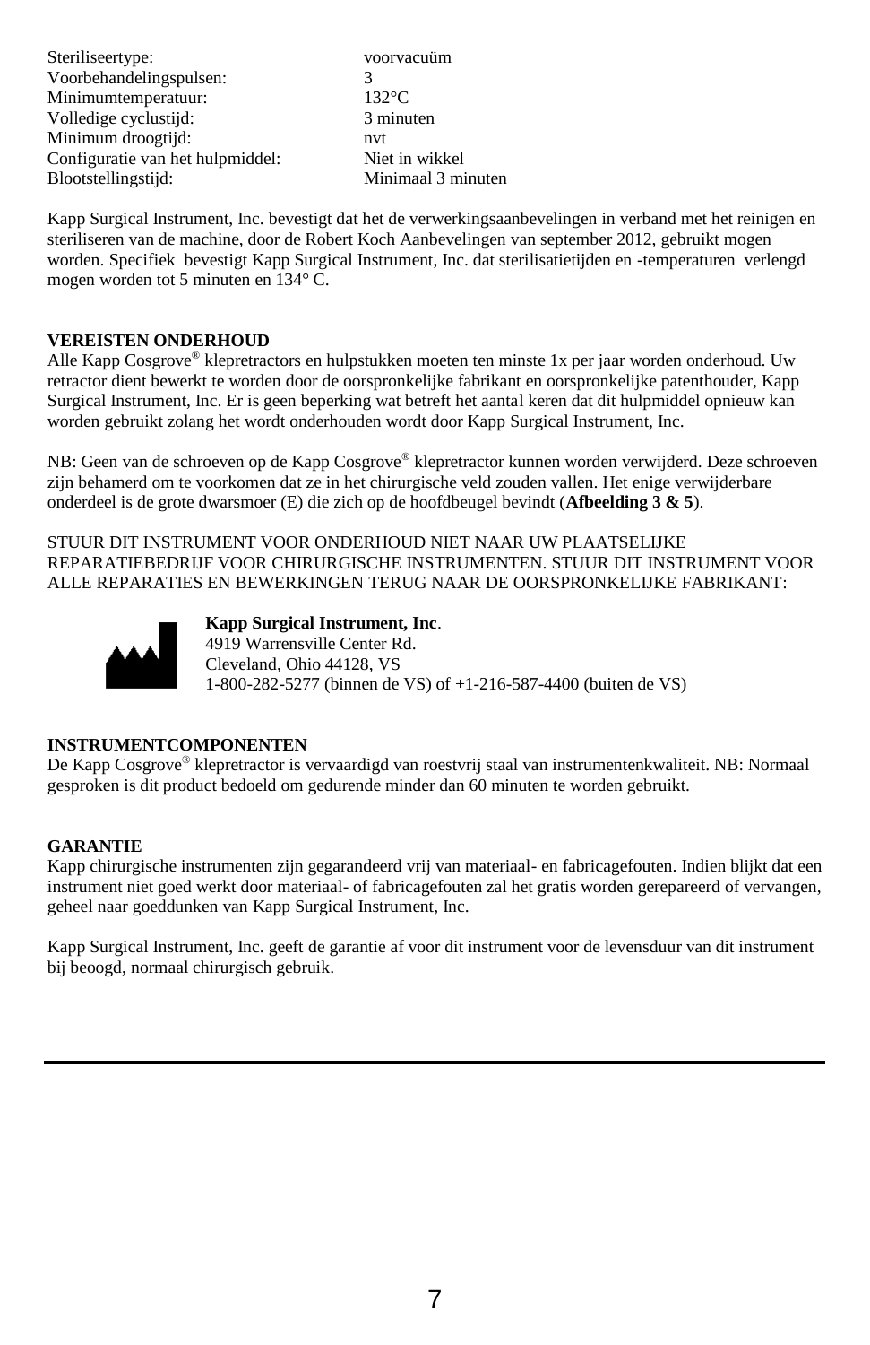| | |
|---|---|
| Sterilisatortype: | voorvacuüm |
| Voorbehandelingspulsen: | 3 |
| Minimumtemperatuur: | 132°C |
| Volledige cyclustijd: | 3 minuten |
| Minimum droogtijd: | nvt |
| Configuratie van het hulpmiddel: | Niet in wikkel |
| Blootstellingstijd: | Minimaal 3 minuten |

Kapp Surgical Instrument, Inc. bevestigt dat het de verwerkingsaanbevelingen in verband met het reinigen en steriliseren van de machine, door de Robert Koch Aanbevelingen van september 2012, gebruikt mogen worden. Specifiek bevestigt Kapp Surgical Instrument, Inc. dat sterilisatietijden en -temperaturen verlengd mogen worden tot 5 minuten en 134° C.

**VEREISTEN ONDERHOUD**

Alle Kapp Cosgrove® klepretractors en hulpstukken moeten ten minste 1x per jaar worden onderhoud. Uw retractor dient bewerkt te worden door de oorspronkelijke fabrikant en oorspronkelijke patenthouder, Kapp Surgical Instrument, Inc. Er is geen beperking wat betreft het aantal keren dat dit hulpmiddel opnieuw kan worden gebruikt zolang het wordt onderhouden wordt door Kapp Surgical Instrument, Inc.

NB: Geen van de schroeven op de Kapp Cosgrove® klepretractor kunnen worden verwijderd. Deze schroeven zijn behamerd om te voorkomen dat ze in het chirurgische veld zouden vallen. Het enige verwijderbare onderdeel is de grote dwarsmoer (E) die zich op de hoofdbeugel bevindt (**Afbeelding 3 & 5**).

STUUR DIT INSTRUMENT VOOR ONDERHOUD NIET NAAR UW PLAATSELIJKE REPARATIEBEDRIJF VOOR CHIRURGISCHE INSTRUMENTEN. STUUR DIT INSTRUMENT VOOR ALLE REPARATIES EN BEWERKINGEN TERUG NAAR DE OORSPRONKELIJKE FABRIKANT:

**Kapp Surgical Instrument, Inc**.
4919 Warrensville Center Rd.
Cleveland, Ohio 44128, VS
1-800-282-5277 (binnen de VS) of +1-216-587-4400 (buiten de VS)

**INSTRUMENTCOMPONENTEN**

De Kapp Cosgrove® klepretractor is vervaardigd van roestvrij staal van instrumentenkwaliteit. NB: Normaal gesproken is dit product bedoeld om gedurende minder dan 60 minuten te worden gebruikt.

**GARANTIE**

Kapp chirurgische instrumenten zijn gegarandeerd vrij van materiaal- en fabricagefouten. Indien blijkt dat een instrument niet goed werkt door materiaal- of fabricagefouten zal het gratis worden gerepareerd of vervangen, geheel naar goeddunken van Kapp Surgical Instrument, Inc.

Kapp Surgical Instrument, Inc. geeft de garantie af voor dit instrument voor de levensduur van dit instrument bij beoogd, normaal chirurgisch gebruik.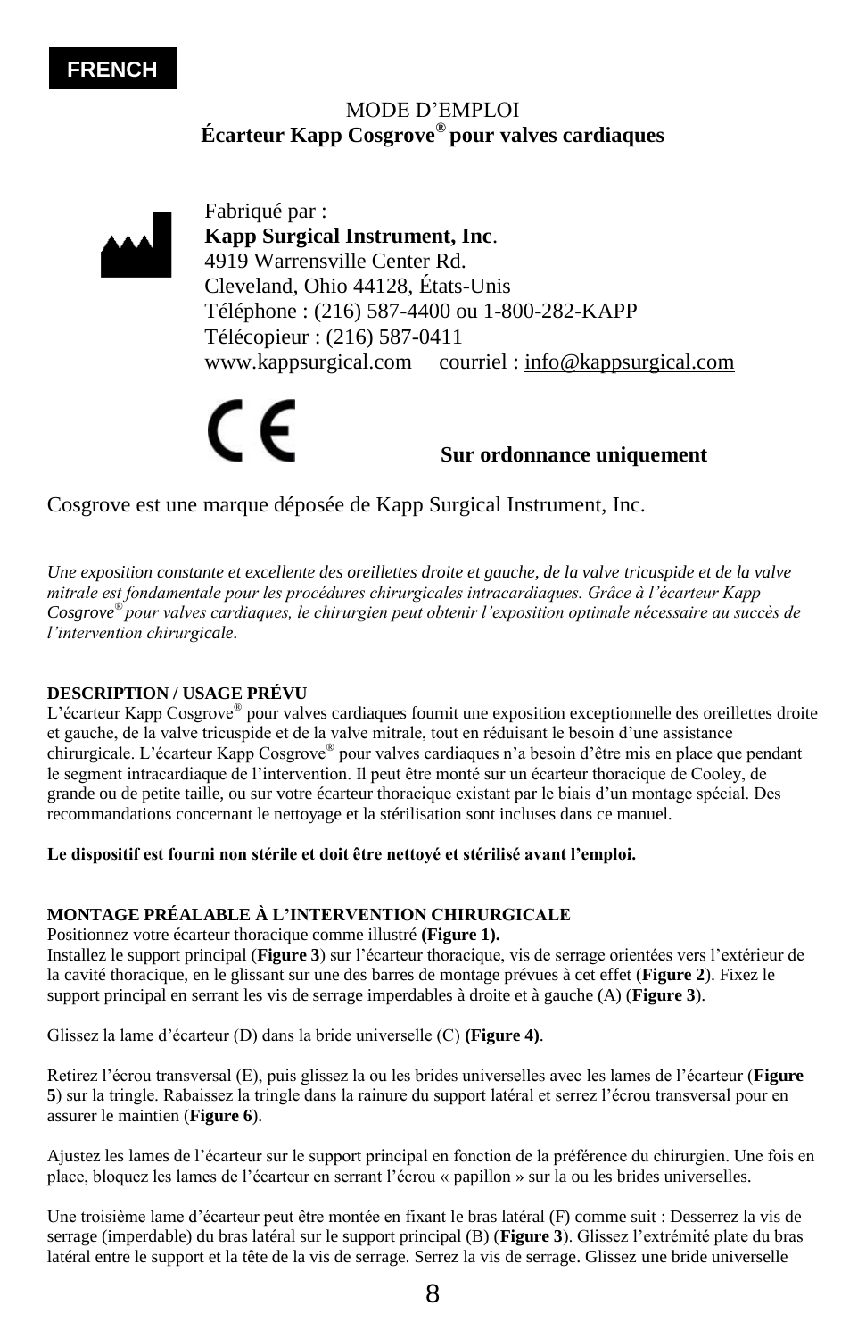**FRENCH**

MODE D'EMPLOI

**Écarteur Kapp Cosgrove® pour valves cardiaques**

Fabriqué par :
**Kapp Surgical Instrument, Inc**.
4919 Warrensville Center Rd.
Cleveland, Ohio 44128, États-Unis
Téléphone : (216) 587-4400 ou 1-800-282-KAPP
Télécopieur : (216) 587-0411
www.kappsurgical.com courriel : info@kappsurgical.com

CE

**Sur ordonnance uniquement**

Cosgrove est une marque déposée de Kapp Surgical Instrument, Inc.

*Une exposition constante et excellente des oreillettes droite et gauche, de la valve tricuspide et de la valve mitrale est fondamentale pour les procédures chirurgicales intracardiaques. Grâce à l'écarteur Kapp Cosgrove® pour valves cardiaques, le chirurgien peut obtenir l'exposition optimale nécessaire au succès de l'intervention chirurgicale.*

**DESCRIPTION / USAGE PRÉVU**

L'écarteur Kapp Cosgrove® pour valves cardiaques fournit une exposition exceptionnelle des oreillettes droite et gauche, de la valve tricuspide et de la valve mitrale, tout en réduisant le besoin d'une assistance chirurgicale. L'écarteur Kapp Cosgrove® pour valves cardiaques n'a besoin d'être mis en place que pendant le segment intracardiaque de l'intervention. Il peut être monté sur un écarteur thoracique de Cooley, de grande ou de petite taille, ou sur votre écarteur thoracique existant par le biais d'un montage spécial. Des recommandations concernant le nettoyage et la stérilisation sont incluses dans ce manuel.

**Le dispositif est fourni non stérile et doit être nettoyé et stérilisé avant l'emploi.**

**MONTAGE PRÉALABLE À L'INTERVENTION CHIRURGICALE**

Positionnez votre écarteur thoracique comme illustré **(Figure 1).**
Installez le support principal (**Figure 3**) sur l'écarteur thoracique, vis de serrage orientées vers l'extérieur de la cavité thoracique, en le glissant sur une des barres de montage prévues à cet effet (**Figure 2**). Fixez le support principal en serrant les vis de serrage imperdables à droite et à gauche (A) (**Figure 3**).

Glissez la lame d'écarteur (D) dans la bride universelle (C) **(Figure 4)**.

Retirez l'écrou transversal (E), puis glissez la ou les brides universelles avec les lames de l'écarteur (**Figure 5**) sur la tringle. Rabaissez la tringle dans la rainure du support latéral et serrez l'écrou transversal pour en assurer le maintien (**Figure 6**).

Ajustez les lames de l'écarteur sur le support principal en fonction de la préférence du chirurgien. Une fois en place, bloquez les lames de l'écarteur en serrant l'écrou « papillon » sur la ou les brides universelles.

Une troisième lame d'écarteur peut être montée en fixant le bras latéral (F) comme suit : Desserrez la vis de serrage (imperdable) du bras latéral sur le support principal (B) (**Figure 3**). Glissez l'extrémité plate du bras latéral entre le support et la tête de la vis de serrage. Serrez la vis de serrage. Glissez une bride universelle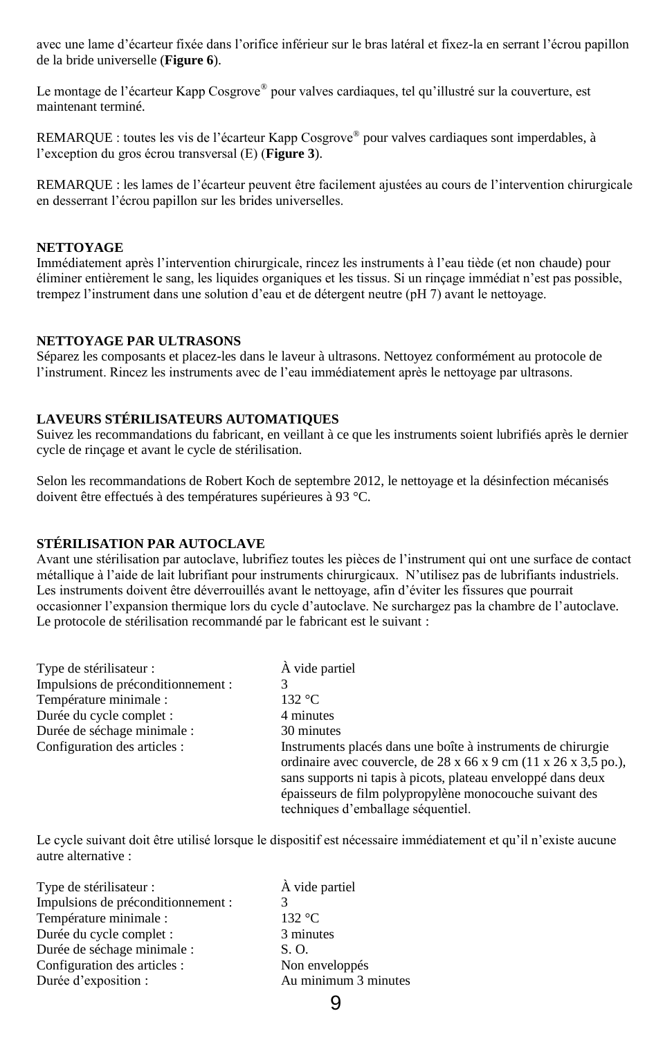avec une lame d'écarteur fixée dans l'orifice inférieur sur le bras latéral et fixez-la en serrant l'écrou papillon de la bride universelle (**Figure 6**).

Le montage de l'écarteur Kapp Cosgrove® pour valves cardiaques, tel qu'illustré sur la couverture, est maintenant terminé.

REMARQUE : toutes les vis de l'écarteur Kapp Cosgrove® pour valves cardiaques sont imperdables, à l'exception du gros écrou transversal (E) (**Figure 3**).

REMARQUE : les lames de l'écarteur peuvent être facilement ajustées au cours de l'intervention chirurgicale en desserrant l'écrou papillon sur les brides universelles.

**NETTOYAGE**

Immédiatement après l'intervention chirurgicale, rincez les instruments à l'eau tiède (et non chaude) pour éliminer entièrement le sang, les liquides organiques et les tissus. Si un rinçage immédiat n'est pas possible, trempez l'instrument dans une solution d'eau et de détergent neutre (pH 7) avant le nettoyage.

**NETTOYAGE PAR ULTRASONS**

Séparez les composants et placez-les dans le laveur à ultrasons. Nettoyez conformément au protocole de l'instrument. Rincez les instruments avec de l'eau immédiatement après le nettoyage par ultrasons.

**LAVEURS STÉRILISATEURS AUTOMATIQUES**

Suivez les recommandations du fabricant, en veillant à ce que les instruments soient lubrifiés après le dernier cycle de rinçage et avant le cycle de stérilisation.

Selon les recommandations de Robert Koch de septembre 2012, le nettoyage et la désinfection mécanisés doivent être effectués à des températures supérieures à 93 °C.

**STÉRILISATION PAR AUTOCLAVE**

Avant une stérilisation par autoclave, lubrifiez toutes les pièces de l'instrument qui ont une surface de contact métallique à l'aide de lait lubrifiant pour instruments chirurgicaux. N'utilisez pas de lubrifiants industriels. Les instruments doivent être déverrouillés avant le nettoyage, afin d'éviter les fissures que pourrait occasionner l'expansion thermique lors du cycle d'autoclave. Ne surchargez pas la chambre de l'autoclave. Le protocole de stérilisation recommandé par le fabricant est le suivant :

| | |
|---|---|
| Type de stérilisateur : | À vide partiel |
| Impulsions de préconditionnement : | 3 |
| Température minimale : | 132 °C |
| Durée du cycle complet : | 4 minutes |
| Durée de séchage minimale : | 30 minutes |
| Configuration des articles : | Instruments placés dans une boîte à instruments de chirurgie ordinaire avec couvercle, de 28 x 66 x 9 cm (11 x 26 x 3,5 po.), sans supports ni tapis à picots, plateau enveloppé dans deux épaisseurs de film polypropylène monocouche suivant des techniques d'emballage séquentiel. |

Le cycle suivant doit être utilisé lorsque le dispositif est nécessaire immédiatement et qu'il n'existe aucune autre alternative :

| | |
|---|---|
| Type de stérilisateur : | À vide partiel |
| Impulsions de préconditionnement : | 3 |
| Température minimale : | 132 °C |
| Durée du cycle complet : | 3 minutes |
| Durée de séchage minimale : | S. O. |
| Configuration des articles : | Non enveloppés |
| Durée d'exposition : | Au minimum 3 minutes |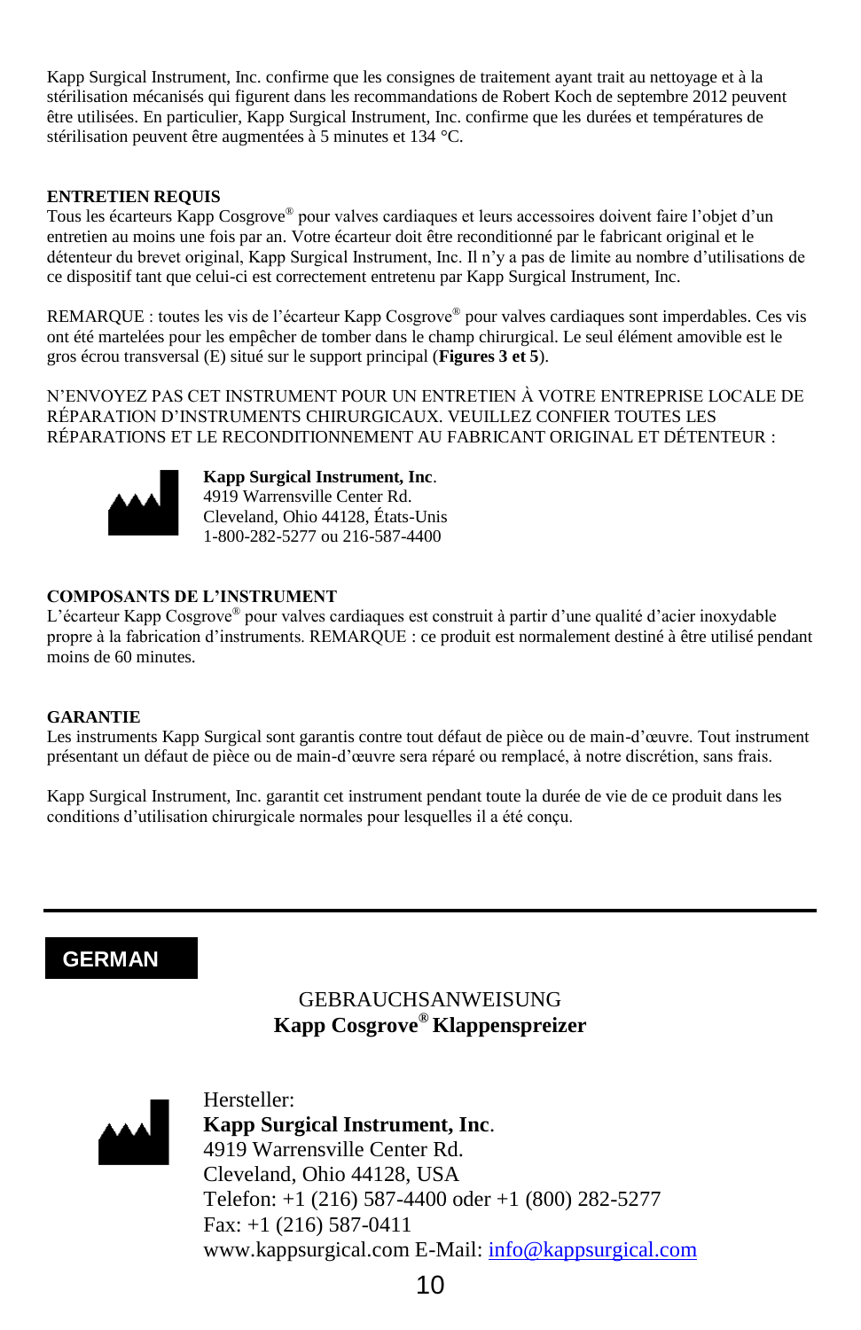Kapp Surgical Instrument, Inc. confirme que les consignes de traitement ayant trait au nettoyage et à la stérilisation mécanisés qui figurent dans les recommandations de Robert Koch de septembre 2012 peuvent être utilisées. En particulier, Kapp Surgical Instrument, Inc. confirme que les durées et températures de stérilisation peuvent être augmentées à 5 minutes et 134 °C.

**ENTRETIEN REQUIS**

Tous les écarteurs Kapp Cosgrove® pour valves cardiaques et leurs accessoires doivent faire l'objet d'un entretien au moins une fois par an. Votre écarteur doit être reconditionné par le fabricant original et le détenteur du brevet original, Kapp Surgical Instrument, Inc. Il n'y a pas de limite au nombre d'utilisations de ce dispositif tant que celui-ci est correctement entretenu par Kapp Surgical Instrument, Inc.

REMARQUE : toutes les vis de l'écarteur Kapp Cosgrove® pour valves cardiaques sont imperdables. Ces vis ont été martelées pour les empêcher de tomber dans le champ chirurgical. Le seul élément amovible est le gros écrou transversal (E) situé sur le support principal (**Figures 3 et 5**).

N'ENVOYEZ PAS CET INSTRUMENT POUR UN ENTRETIEN À VOTRE ENTREPRISE LOCALE DE RÉPARATION D'INSTRUMENTS CHIRURGICAUX. VEUILLEZ CONFIER TOUTES LES RÉPARATIONS ET LE RECONDITIONNEMENT AU FABRICANT ORIGINAL ET DÉTENTEUR :

**Kapp Surgical Instrument, Inc**.
4919 Warrensville Center Rd.
Cleveland, Ohio 44128, États-Unis
1-800-282-5277 ou 216-587-4400

**COMPOSANTS DE L'INSTRUMENT**

L'écarteur Kapp Cosgrove® pour valves cardiaques est construit à partir d'une qualité d'acier inoxydable propre à la fabrication d'instruments. REMARQUE : ce produit est normalement destiné à être utilisé pendant moins de 60 minutes.

**GARANTIE**

Les instruments Kapp Surgical sont garantis contre tout défaut de pièce ou de main-d'œuvre. Tout instrument présentant un défaut de pièce ou de main-d'œuvre sera réparé ou remplacé, à notre discrétion, sans frais.

Kapp Surgical Instrument, Inc. garantit cet instrument pendant toute la durée de vie de ce produit dans les conditions d'utilisation chirurgicale normales pour lesquelles il a été conçu.

---

## GERMAN

GEBRAUCHSANWEISUNG
**Kapp Cosgrove® Klappenspreizer**

Hersteller:
**Kapp Surgical Instrument, Inc**.
4919 Warrensville Center Rd.
Cleveland, Ohio 44128, USA
Telefon: +1 (216) 587-4400 oder +1 (800) 282-5277
Fax: +1 (216) 587-0411
www.kappsurgical.com E-Mail: info@kappsurgical.com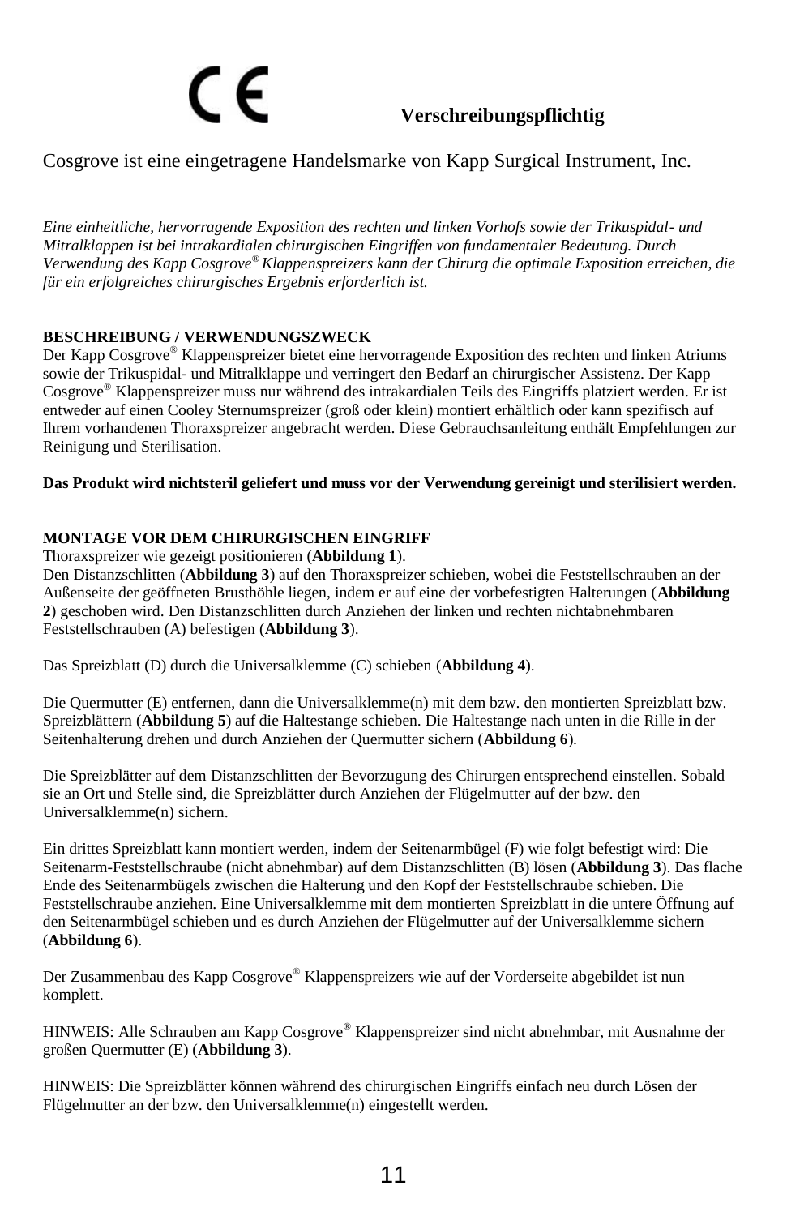CE **Verschreibungspflichtig**

Cosgrove ist eine eingetragene Handelsmarke von Kapp Surgical Instrument, Inc.

*Eine einheitliche, hervorragende Exposition des rechten und linken Vorhofs sowie der Trikuspidal- und Mitralklappen ist bei intrakardialen chirurgischen Eingriffen von fundamentaler Bedeutung. Durch Verwendung des Kapp Cosgrove® Klappenspreizers kann der Chirurg die optimale Exposition erreichen, die für ein erfolgreiches chirurgisches Ergebnis erforderlich ist.*

**BESCHREIBUNG / VERWENDUNGSZWECK**

Der Kapp Cosgrove® Klappenspreizer bietet eine hervorragende Exposition des rechten und linken Atriums sowie der Trikuspidal- und Mitralklappe und verringert den Bedarf an chirurgischer Assistenz. Der Kapp Cosgrove® Klappenspreizer muss nur während des intrakardialen Teils des Eingriffs platziert werden. Er ist entweder auf einen Cooley Sternumspreizer (groß oder klein) montiert erhältlich oder kann spezifisch auf Ihrem vorhandenen Thoraxspreizer angebracht werden. Diese Gebrauchsanleitung enthält Empfehlungen zur Reinigung und Sterilisation.

**Das Produkt wird nichtsteril geliefert und muss vor der Verwendung gereinigt und sterilisiert werden.**

**MONTAGE VOR DEM CHIRURGISCHEN EINGRIFF**

Thoraxspreizer wie gezeigt positionieren (**Abbildung 1**).
Den Distanzschlitten (**Abbildung 3**) auf den Thoraxspreizer schieben, wobei die Feststellschrauben an der Außenseite der geöffneten Brusthöhle liegen, indem er auf eine der vorbefestigten Halterungen (**Abbildung 2**) geschoben wird. Den Distanzschlitten durch Anziehen der linken und rechten nichtabnehmbaren Feststellschrauben (A) befestigen (**Abbildung 3**).

Das Spreizblatt (D) durch die Universalklemme (C) schieben (**Abbildung 4**).

Die Quermutter (E) entfernen, dann die Universalklemme(n) mit dem bzw. den montierten Spreizblatt bzw. Spreizblättern (**Abbildung 5**) auf die Haltestange schieben. Die Haltestange nach unten in die Rille in der Seitenhalterung drehen und durch Anziehen der Quermutter sichern (**Abbildung 6**).

Die Spreizblätter auf dem Distanzschlitten der Bevorzugung des Chirurgen entsprechend einstellen. Sobald sie an Ort und Stelle sind, die Spreizblätter durch Anziehen der Flügelmutter auf der bzw. den Universalklemme(n) sichern.

Ein drittes Spreizblatt kann montiert werden, indem der Seitenarmbügel (F) wie folgt befestigt wird: Die Seitenarm-Feststellschraube (nicht abnehmbar) auf dem Distanzschlitten (B) lösen (**Abbildung 3**). Das flache Ende des Seitenarmbügels zwischen die Halterung und den Kopf der Feststellschraube schieben. Die Feststellschraube anziehen. Eine Universalklemme mit dem montierten Spreizblatt in die untere Öffnung auf den Seitenarmbügel schieben und es durch Anziehen der Flügelmutter auf der Universalklemme sichern (**Abbildung 6**).

Der Zusammenbau des Kapp Cosgrove® Klappenspreizers wie auf der Vorderseite abgebildet ist nun komplett.

HINWEIS: Alle Schrauben am Kapp Cosgrove® Klappenspreizer sind nicht abnehmbar, mit Ausnahme der großen Quermutter (E) (**Abbildung 3**).

HINWEIS: Die Spreizblätter können während des chirurgischen Eingriffs einfach neu durch Lösen der Flügelmutter an der bzw. den Universalklemme(n) eingestellt werden.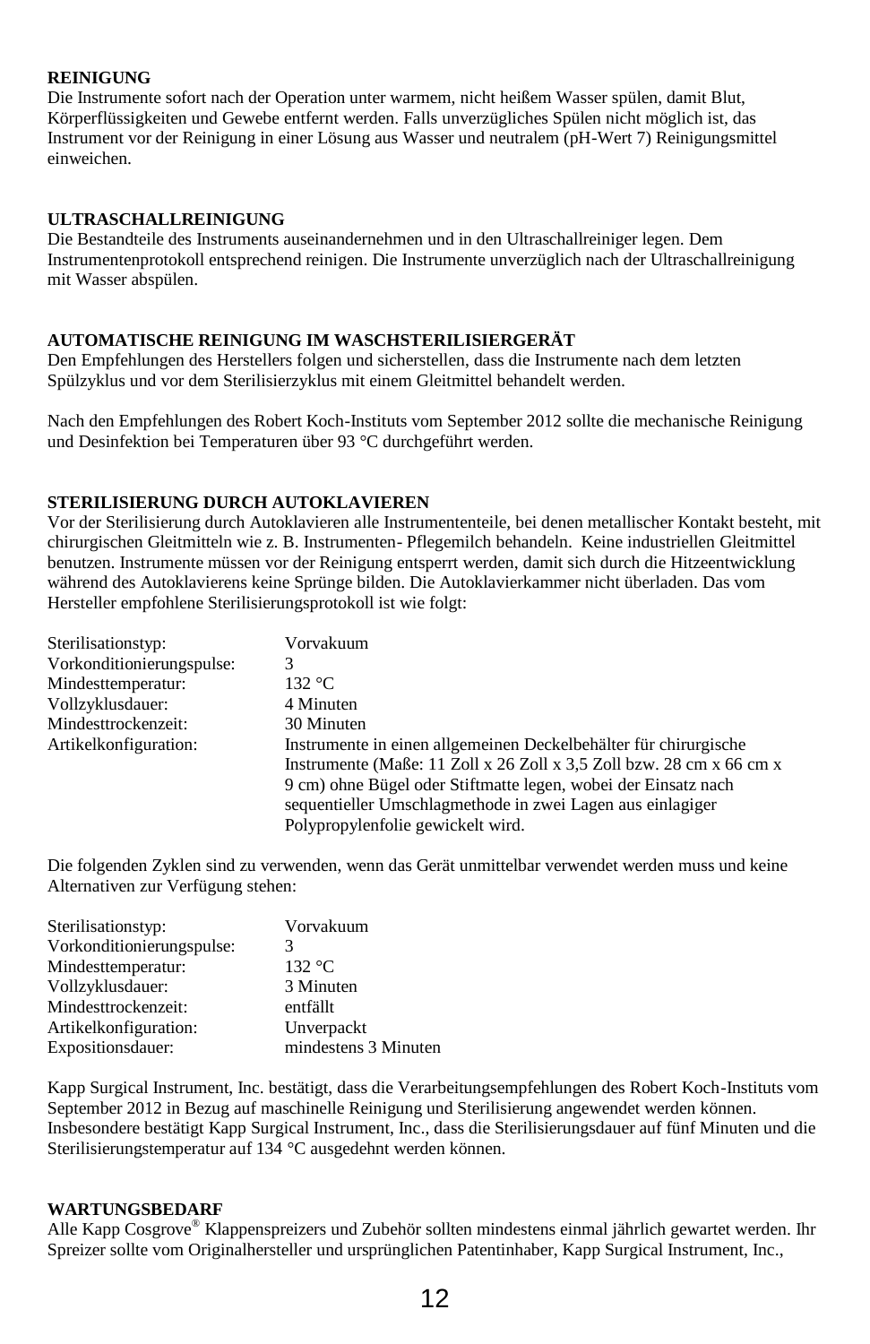**REINIGUNG**

Die Instrumente sofort nach der Operation unter warmem, nicht heißem Wasser spülen, damit Blut, Körperflüssigkeiten und Gewebe entfernt werden. Falls unverzügliches Spülen nicht möglich ist, das Instrument vor der Reinigung in einer Lösung aus Wasser und neutralem (pH-Wert 7) Reinigungsmittel einweichen.

**ULTRASCHALLREINIGUNG**

Die Bestandteile des Instruments auseinandernehmen und in den Ultraschallreiniger legen. Dem Instrumentenprotokoll entsprechend reinigen. Die Instrumente unverzüglich nach der Ultraschallreinigung mit Wasser abspülen.

**AUTOMATISCHE REINIGUNG IM WASCHSTERILISIERGERÄT**

Den Empfehlungen des Herstellers folgen und sicherstellen, dass die Instrumente nach dem letzten Spülzyklus und vor dem Sterilisierzyklus mit einem Gleitmittel behandelt werden.

Nach den Empfehlungen des Robert Koch-Instituts vom September 2012 sollte die mechanische Reinigung und Desinfektion bei Temperaturen über 93 °C durchgeführt werden.

**STERILISIERUNG DURCH AUTOKLAVIEREN**

Vor der Sterilisierung durch Autoklavieren alle Instrumententeile, bei denen metallischer Kontakt besteht, mit chirurgischen Gleitmitteln wie z. B. Instrumenten- Pflegemilch behandeln. Keine industriellen Gleitmittel benutzen. Instrumente müssen vor der Reinigung entsperrt werden, damit sich durch die Hitzeentwicklung während des Autoklavierens keine Sprünge bilden. Die Autoklavierkammer nicht überladen. Das vom Hersteller empfohlene Sterilisierungsprotokoll ist wie folgt:

| | |
|---|---|
| Sterilisationstyp: | Vorvakuum |
| Vorkonditionierungspulse: | 3 |
| Mindesttemperatur: | 132 °C |
| Vollzyklusdauer: | 4 Minuten |
| Mindesttrockenzeit: | 30 Minuten |
| Artikelkonfiguration: | Instrumente in einen allgemeinen Deckelbehälter für chirurgische Instrumente (Maße: 11 Zoll x 26 Zoll x 3,5 Zoll bzw. 28 cm x 66 cm x 9 cm) ohne Bügel oder Stiftmatte legen, wobei der Einsatz nach sequentieller Umschlagmethode in zwei Lagen aus einlagiger Polypropylenfolie gewickelt wird. |

Die folgenden Zyklen sind zu verwenden, wenn das Gerät unmittelbar verwendet werden muss und keine Alternativen zur Verfügung stehen:

| | |
|---|---|
| Sterilisationstyp: | Vorvakuum |
| Vorkonditionierungspulse: | 3 |
| Mindesttemperatur: | 132 °C |
| Vollzyklusdauer: | 3 Minuten |
| Mindesttrockenzeit: | entfällt |
| Artikelkonfiguration: | Unverpackt |
| Expositionsdauer: | mindestens 3 Minuten |

Kapp Surgical Instrument, Inc. bestätigt, dass die Verarbeitungsempfehlungen des Robert Koch-Instituts vom September 2012 in Bezug auf maschinelle Reinigung und Sterilisierung angewendet werden können. Insbesondere bestätigt Kapp Surgical Instrument, Inc., dass die Sterilisierungsdauer auf fünf Minuten und die Sterilisierungstemperatur auf 134 °C ausgedehnt werden können.

**WARTUNGSBEDARF**

Alle Kapp Cosgrove® Klappenspreizers und Zubehör sollten mindestens einmal jährlich gewartet werden. Ihr Spreizer sollte vom Originalhersteller und ursprünglichen Patentinhaber, Kapp Surgical Instrument, Inc.,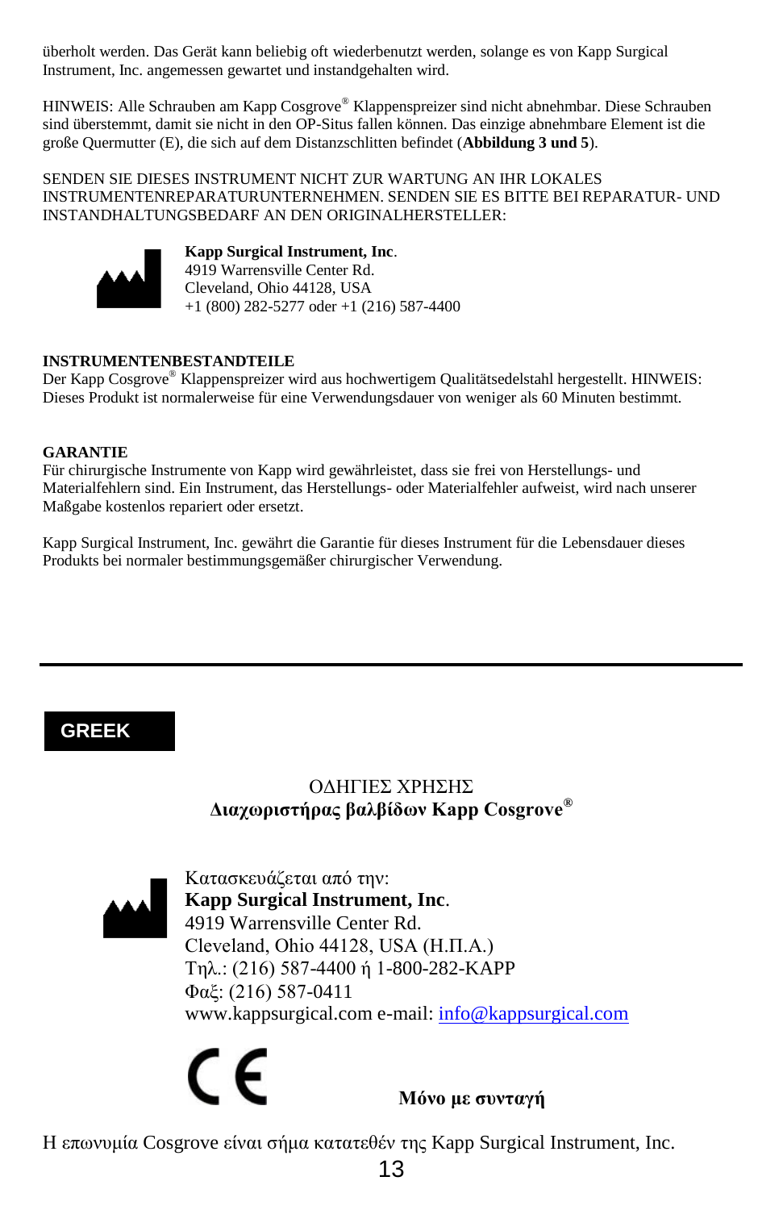überholt werden. Das Gerät kann beliebig oft wiederbenutzt werden, solange es von Kapp Surgical Instrument, Inc. angemessen gewartet und instandgehalten wird.

HINWEIS: Alle Schrauben am Kapp Cosgrove® Klappenspreizer sind nicht abnehmbar. Diese Schrauben sind überstemmt, damit sie nicht in den OP-Situs fallen können. Das einzige abnehmbare Element ist die große Quermutter (E), die sich auf dem Distanzschlitten befindet (**Abbildung 3 und 5**).

SENDEN SIE DIESES INSTRUMENT NICHT ZUR WARTUNG AN IHR LOKALES INSTRUMENTENREPARATURUNTERNEHMEN. SENDEN SIE ES BITTE BEI REPARATUR- UND INSTANDHALTUNGSBEDARF AN DEN ORIGINALHERSTELLER:

**Kapp Surgical Instrument, Inc**.
4919 Warrensville Center Rd.
Cleveland, Ohio 44128, USA
+1 (800) 282-5277 oder +1 (216) 587-4400

**INSTRUMENTENBESTANDTEILE**
Der Kapp Cosgrove® Klappenspreizer wird aus hochwertigem Qualitätsedelstahl hergestellt. HINWEIS: Dieses Produkt ist normalerweise für eine Verwendungsdauer von weniger als 60 Minuten bestimmt.

**GARANTIE**
Für chirurgische Instrumente von Kapp wird gewährleistet, dass sie frei von Herstellungs- und Materialfehlern sind. Ein Instrument, das Herstellungs- oder Materialfehler aufweist, wird nach unserer Maßgabe kostenlos repariert oder ersetzt.

Kapp Surgical Instrument, Inc. gewährt die Garantie für dieses Instrument für die Lebensdauer dieses Produkts bei normaler bestimmungsgemäßer chirurgischer Verwendung.

---

## GREEK

ΟΔΗΓΙΕΣ ΧΡΗΣΗΣ
**Διαχωριστήρας βαλβίδων Kapp Cosgrove®**

Κατασκευάζεται από την:
**Kapp Surgical Instrument, Inc**.
4919 Warrensville Center Rd.
Cleveland, Ohio 44128, USA (Η.Π.Α.)
Τηλ.: (216) 587-4400 ή 1-800-282-KAPP
Φαξ: (216) 587-0411
www.kappsurgical.com e-mail: info@kappsurgical.com

CE

**Μόνο με συνταγή**

Η επωνυμία Cosgrove είναι σήμα κατατεθέν της Kapp Surgical Instrument, Inc.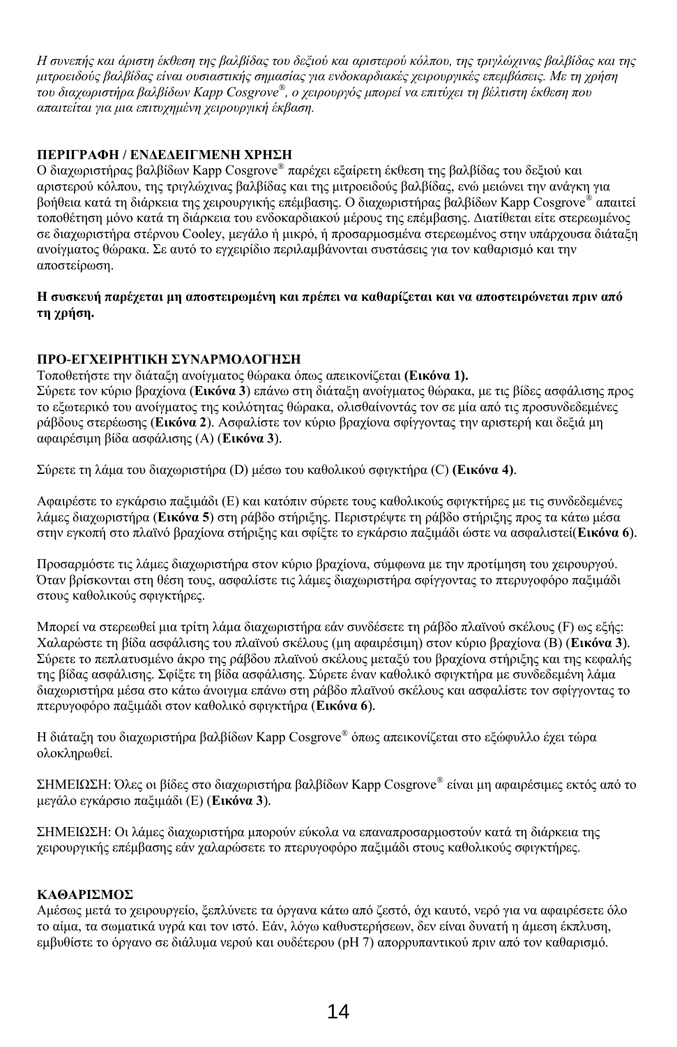*Η συνεπής και άριστη έκθεση της βαλβίδας του δεξιού και αριστερού κόλπου, της τριγλώχινας βαλβίδας και της μιτροειδούς βαλβίδας είναι ουσιαστικής σημασίας για ενδοκαρδιακές χειρουργικές επεμβάσεις. Με τη χρήση του διαχωριστήρα βαλβίδων Kapp Cosgrove®, ο χειρουργός μπορεί να επιτύχει τη βέλτιστη έκθεση που απαιτείται για μια επιτυχημένη χειρουργική έκβαση.*

**ΠΕΡΙΓΡΑΦΗ / ΕΝΔΕΔΕΙΓΜΕΝΗ ΧΡΗΣΗ**

Ο διαχωριστήρας βαλβίδων Kapp Cosgrove® παρέχει εξαίρετη έκθεση της βαλβίδας του δεξιού και αριστερού κόλπου, της τριγλώχινας βαλβίδας και της μιτροειδούς βαλβίδας, ενώ μειώνει την ανάγκη για βοήθεια κατά τη διάρκεια της χειρουργικής επέμβασης. Ο διαχωριστήρας βαλβίδων Kapp Cosgrove® απαιτεί τοποθέτηση μόνο κατά τη διάρκεια του ενδοκαρδιακού μέρους της επέμβασης. Διατίθεται είτε στερεωμένος σε διαχωριστήρα στέρνου Cooley, μεγάλο ή μικρό, ή προσαρμοσμένα στερεωμένος στην υπάρχουσα διάταξη ανοίγματος θώρακα. Σε αυτό το εγχειρίδιο περιλαμβάνονται συστάσεις για τον καθαρισμό και την αποστείρωση.

**Η συσκευή παρέχεται μη αποστειρωμένη και πρέπει να καθαρίζεται και να αποστειρώνεται πριν από τη χρήση.**

**ΠΡΟ-ΕΓΧΕΙΡΗΤΙΚΗ ΣΥΝΑΡΜΟΛΟΓΗΣΗ**

Τοποθετήστε την διάταξη ανοίγματος θώρακα όπως απεικονίζεται **(Εικόνα 1).**
Σύρετε τον κύριο βραχίονα (**Εικόνα 3**) επάνω στη διάταξη ανοίγματος θώρακα, με τις βίδες ασφάλισης προς το εξωτερικό του ανοίγματος της κοιλότητας θώρακα, ολισθαίνοντάς τον σε μία από τις προσυνδεδεμένες ράβδους στερέωσης (**Εικόνα 2**). Ασφαλίστε τον κύριο βραχίονα σφίγγοντας την αριστερή και δεξιά μη αφαιρέσιμη βίδα ασφάλισης (A) (**Εικόνα 3**).

Σύρετε τη λάμα του διαχωριστήρα (D) μέσω του καθολικού σφιγκτήρα (C) **(Εικόνα 4)**.

Αφαιρέστε το εγκάρσιο παξιμάδι (E) και κατόπιν σύρετε τους καθολικούς σφιγκτήρες με τις συνδεδεμένες λάμες διαχωριστήρα (**Εικόνα 5**) στη ράβδο στήριξης. Περιστρέψτε τη ράβδο στήριξης προς τα κάτω μέσα στην εγκοπή στο πλαϊνό βραχίονα στήριξης και σφίξτε το εγκάρσιο παξιμάδι ώστε να ασφαλιστεί(**Εικόνα 6**).

Προσαρμόστε τις λάμες διαχωριστήρα στον κύριο βραχίονα, σύμφωνα με την προτίμηση του χειρουργού. Όταν βρίσκονται στη θέση τους, ασφαλίστε τις λάμες διαχωριστήρα σφίγγοντας το πτερυγοφόρο παξιμάδι στους καθολικούς σφιγκτήρες.

Μπορεί να στερεωθεί μια τρίτη λάμα διαχωριστήρα εάν συνδέσετε τη ράβδο πλαϊνού σκέλους (F) ως εξής: Χαλαρώστε τη βίδα ασφάλισης του πλαϊνού σκέλους (μη αφαιρέσιμη) στον κύριο βραχίονα (B) (**Εικόνα 3**). Σύρετε το πεπλατυσμένο άκρο της ράβδου πλαϊνού σκέλους μεταξύ του βραχίονα στήριξης και της κεφαλής της βίδας ασφάλισης. Σφίξτε τη βίδα ασφάλισης. Σύρετε έναν καθολικό σφιγκτήρα με συνδεδεμένη λάμα διαχωριστήρα μέσα στο κάτω άνοιγμα επάνω στη ράβδο πλαϊνού σκέλους και ασφαλίστε τον σφίγγοντας το πτερυγοφόρο παξιμάδι στον καθολικό σφιγκτήρα (**Εικόνα 6**).

Η διάταξη του διαχωριστήρα βαλβίδων Kapp Cosgrove® όπως απεικονίζεται στο εξώφυλλο έχει τώρα ολοκληρωθεί.

ΣΗΜΕΙΩΣΗ: Όλες οι βίδες στο διαχωριστήρα βαλβίδων Kapp Cosgrove® είναι μη αφαιρέσιμες εκτός από το μεγάλο εγκάρσιο παξιμάδι (E) (**Εικόνα 3**).

ΣΗΜΕΙΩΣΗ: Οι λάμες διαχωριστήρα μπορούν εύκολα να επαναπροσαρμοστούν κατά τη διάρκεια της χειρουργικής επέμβασης εάν χαλαρώσετε το πτερυγοφόρο παξιμάδι στους καθολικούς σφιγκτήρες.

**ΚΑΘΑΡΙΣΜΟΣ**

Αμέσως μετά το χειρουργείο, ξεπλύνετε τα όργανα κάτω από ζεστό, όχι καυτό, νερό για να αφαιρέσετε όλο το αίμα, τα σωματικά υγρά και τον ιστό. Εάν, λόγω καθυστερήσεων, δεν είναι δυνατή η άμεση έκπλυση, εμβυθίστε το όργανο σε διάλυμα νερού και ουδέτερου (pH 7) απορρυπαντικού πριν από τον καθαρισμό.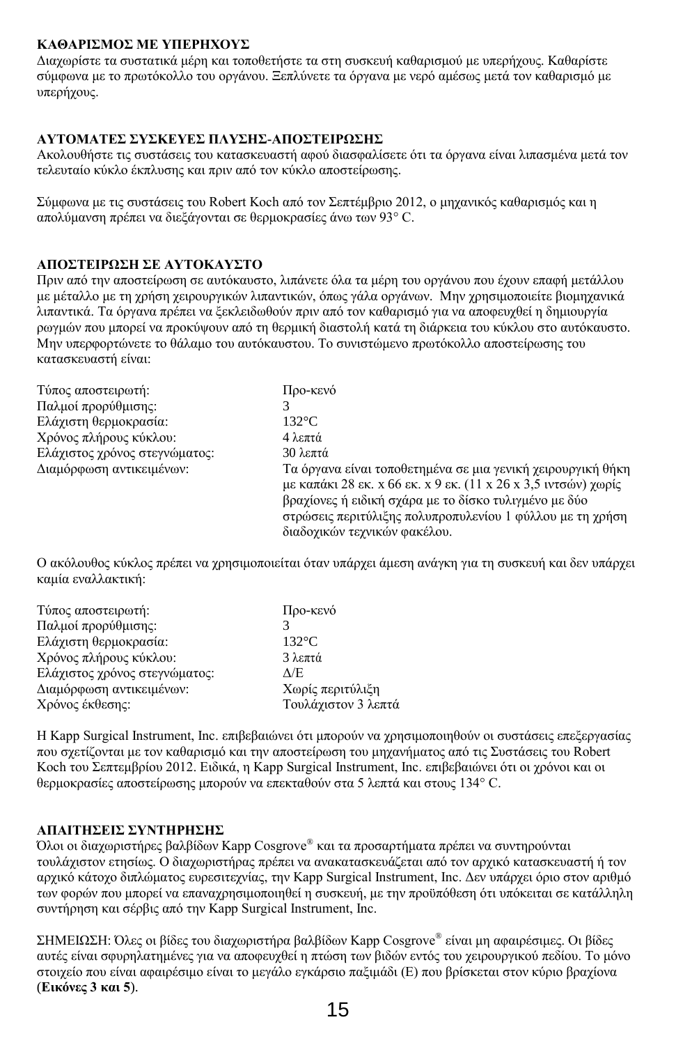**ΚΑΘΑΡΙΣΜΟΣ ΜΕ ΥΠΕΡΗΧΟΥΣ**

Διαχωρίστε τα συστατικά μέρη και τοποθετήστε τα στη συσκευή καθαρισμού με υπερήχους. Καθαρίστε σύμφωνα με το πρωτόκολλο του οργάνου. Ξεπλύνετε τα όργανα με νερό αμέσως μετά τον καθαρισμό με υπερήχους.

**ΑΥΤΟΜΑΤΕΣ ΣΥΣΚΕΥΕΣ ΠΛΥΣΗΣ-ΑΠΟΣΤΕΙΡΩΣΗΣ**

Ακολουθήστε τις συστάσεις του κατασκευαστή αφού διασφαλίσετε ότι τα όργανα είναι λιπασμένα μετά τον τελευταίο κύκλο έκπλυσης και πριν από τον κύκλο αποστείρωσης.

Σύμφωνα με τις συστάσεις του Robert Koch από τον Σεπτέμβριο 2012, ο μηχανικός καθαρισμός και η απολύμανση πρέπει να διεξάγονται σε θερμοκρασίες άνω των 93° C.

**ΑΠΟΣΤΕΙΡΩΣΗ ΣΕ ΑΥΤΟΚΑΥΣΤΟ**

Πριν από την αποστείρωση σε αυτόκαυστο, λιπάνετε όλα τα μέρη του οργάνου που έχουν επαφή μετάλλου με μέταλλο με τη χρήση χειρουργικών λιπαντικών, όπως γάλα οργάνων. Μην χρησιμοποιείτε βιομηχανικά λιπαντικά. Τα όργανα πρέπει να ξεκλειδωθούν πριν από τον καθαρισμό για να αποφευχθεί η δημιουργία ρωγμών που μπορεί να προκύψουν από τη θερμική διαστολή κατά τη διάρκεια του κύκλου στο αυτόκαυστο. Μην υπερφορτώνετε το θάλαμο του αυτόκαυστου. Το συνιστώμενο πρωτόκολλο αποστείρωσης του κατασκευαστή είναι:

| | |
|---|---|
| Τύπος αποστειρωτή: | Προ-κενό |
| Παλμοί προρύθμισης: | 3 |
| Ελάχιστη θερμοκρασία: | 132°C |
| Χρόνος πλήρους κύκλου: | 4 λεπτά |
| Ελάχιστος χρόνος στεγνώματος: | 30 λεπτά |
| Διαμόρφωση αντικειμένων: | Τα όργανα είναι τοποθετημένα σε μια γενική χειρουργική θήκη με καπάκι 28 εκ. x 66 εκ. x 9 εκ. (11 x 26 x 3,5 ιντσών) χωρίς βραχίονες ή ειδική σχάρα με το δίσκο τυλιγμένο με δύο στρώσεις περιτύλιξης πολυπροπυλενίου 1 φύλλου με τη χρήση διαδοχικών τεχνικών φακέλου. |

Ο ακόλουθος κύκλος πρέπει να χρησιμοποιείται όταν υπάρχει άμεση ανάγκη για τη συσκευή και δεν υπάρχει καμία εναλλακτική:

| | |
|---|---|
| Τύπος αποστειρωτή: | Προ-κενό |
| Παλμοί προρύθμισης: | 3 |
| Ελάχιστη θερμοκρασία: | 132°C |
| Χρόνος πλήρους κύκλου: | 3 λεπτά |
| Ελάχιστος χρόνος στεγνώματος: | Δ/Ε |
| Διαμόρφωση αντικειμένων: | Χωρίς περιτύλιξη |
| Χρόνος έκθεσης: | Τουλάχιστον 3 λεπτά |

Η Kapp Surgical Instrument, Inc. επιβεβαιώνει ότι μπορούν να χρησιμοποιηθούν οι συστάσεις επεξεργασίας που σχετίζονται με τον καθαρισμό και την αποστείρωση του μηχανήματος από τις Συστάσεις του Robert Koch του Σεπτεμβρίου 2012. Ειδικά, η Kapp Surgical Instrument, Inc. επιβεβαιώνει ότι οι χρόνοι και οι θερμοκρασίες αποστείρωσης μπορούν να επεκταθούν στα 5 λεπτά και στους 134° C.

**ΑΠΑΙΤΗΣΕΙΣ ΣΥΝΤΗΡΗΣΗΣ**

Όλοι οι διαχωριστήρες βαλβίδων Kapp Cosgrove® και τα προσαρτήματα πρέπει να συντηρούνται τουλάχιστον ετησίως. Ο διαχωριστήρας πρέπει να ανακατασκευάζεται από τον αρχικό κατασκευαστή ή τον αρχικό κάτοχο διπλώματος ευρεσιτεχνίας, την Kapp Surgical Instrument, Inc. Δεν υπάρχει όριο στον αριθμό των φορών που μπορεί να επαναχρησιμοποιηθεί η συσκευή, με την προϋπόθεση ότι υπόκειται σε κατάλληλη συντήρηση και σέρβις από την Kapp Surgical Instrument, Inc.

ΣΗΜΕΙΩΣΗ: Όλες οι βίδες του διαχωριστήρα βαλβίδων Kapp Cosgrove® είναι μη αφαιρέσιμες. Οι βίδες αυτές είναι σφυρηλατημένες για να αποφευχθεί η πτώση των βιδών εντός του χειρουργικού πεδίου. Το μόνο στοιχείο που είναι αφαιρέσιμο είναι το μεγάλο εγκάρσιο παξιμάδι (E) που βρίσκεται στον κύριο βραχίονα (**Εικόνες 3 και 5**).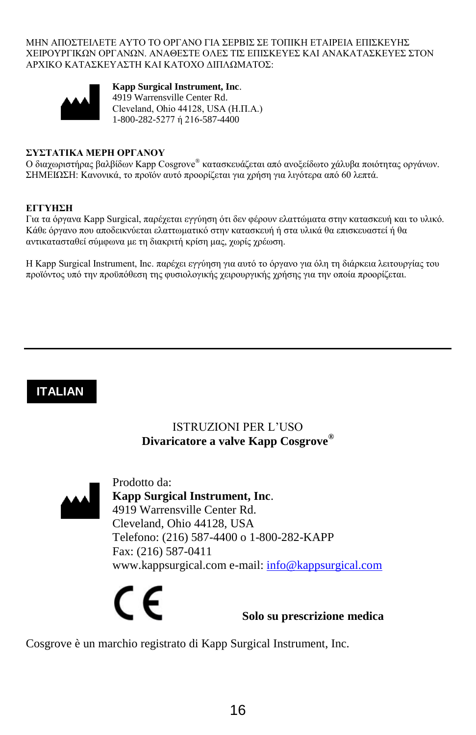ΜΗΝ ΑΠΟΣΤΕΙΛΕΤΕ ΑΥΤΟ ΤΟ ΟΡΓΑΝΟ ΓΙΑ ΣΕΡΒΙΣ ΣΕ ΤΟΠΙΚΗ ΕΤΑΙΡΕΙΑ ΕΠΙΣΚΕΥΗΣ ΧΕΙΡΟΥΡΓΙΚΩΝ ΟΡΓΑΝΩΝ. ΑΝΑΘΕΣΤΕ ΟΛΕΣ ΤΙΣ ΕΠΙΣΚΕΥΕΣ ΚΑΙ ΑΝΑΚΑΤΑΣΚΕΥΕΣ ΣΤΟΝ ΑΡΧΙΚΟ ΚΑΤΑΣΚΕΥΑΣΤΗ ΚΑΙ ΚΑΤΟΧΟ ΔΙΠΛΩΜΑΤΟΣ:

**Kapp Surgical Instrument, Inc**.
4919 Warrensville Center Rd.
Cleveland, Ohio 44128, USA (Η.Π.Α.)
1-800-282-5277 ή 216-587-4400

**ΣΥΣΤΑΤΙΚΑ ΜΕΡΗ ΟΡΓΑΝΟΥ**

Ο διαχωριστήρας βαλβίδων Kapp Cosgrove® κατασκευάζεται από ανοξείδωτο χάλυβα ποιότητας οργάνων.
ΣΗΜΕΙΩΣΗ: Κανονικά, το προϊόν αυτό προορίζεται για χρήση για λιγότερα από 60 λεπτά.

**ΕΓΓΥΗΣΗ**

Για τα όργανα Kapp Surgical, παρέχεται εγγύηση ότι δεν φέρουν ελαττώματα στην κατασκευή και το υλικό. Κάθε όργανο που αποδεικνύεται ελαττωματικό στην κατασκευή ή στα υλικά θα επισκευαστεί ή θα αντικατασταθεί σύμφωνα με τη διακριτή κρίση μας, χωρίς χρέωση.

Η Kapp Surgical Instrument, Inc. παρέχει εγγύηση για αυτό το όργανο για όλη τη διάρκεια λειτουργίας του προϊόντος υπό την προϋπόθεση της φυσιολογικής χειρουργικής χρήσης για την οποία προορίζεται.

---

## ITALIAN

ISTRUZIONI PER L'USO
**Divaricatore a valve Kapp Cosgrove®**

Prodotto da:
**Kapp Surgical Instrument, Inc**.
4919 Warrensville Center Rd.
Cleveland, Ohio 44128, USA
Telefono: (216) 587-4400 o 1-800-282-KAPP
Fax: (216) 587-0411
www.kappsurgical.com e-mail: info@kappsurgical.com

CE

**Solo su prescrizione medica**

Cosgrove è un marchio registrato di Kapp Surgical Instrument, Inc.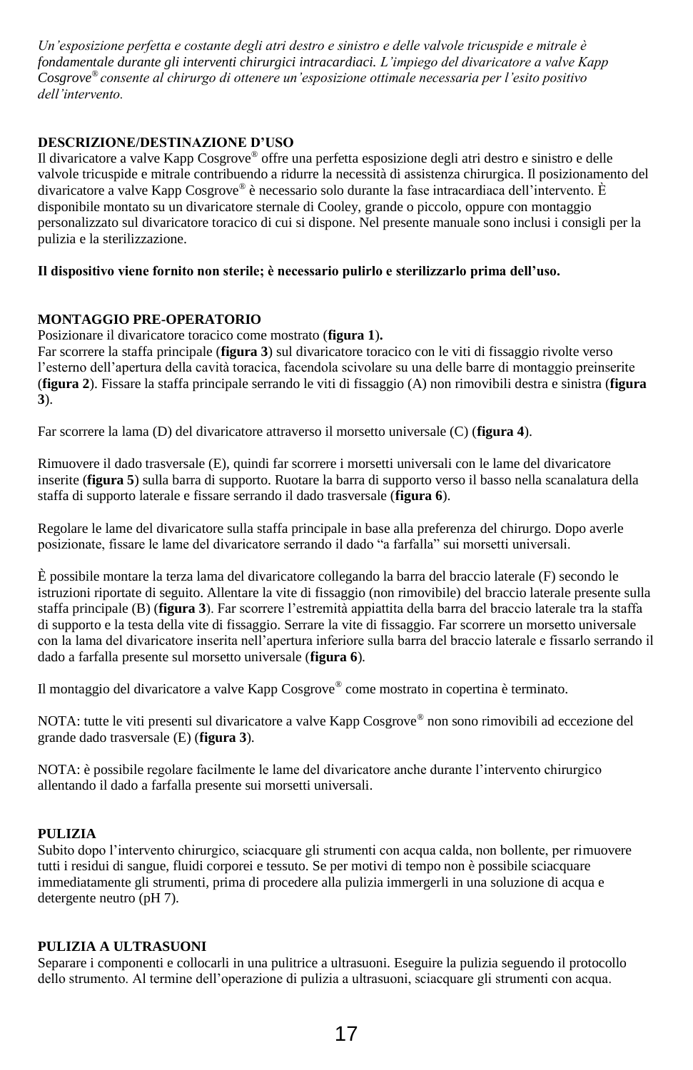*Un'esposizione perfetta e costante degli atri destro e sinistro e delle valvole tricuspide e mitrale è fondamentale durante gli interventi chirurgici intracardiaci. L'impiego del divaricatore a valve Kapp Cosgrove® consente al chirurgo di ottenere un'esposizione ottimale necessaria per l'esito positivo dell'intervento.*

## DESCRIZIONE/DESTINAZIONE D'USO

Il divaricatore a valve Kapp Cosgrove® offre una perfetta esposizione degli atri destro e sinistro e delle valvole tricuspide e mitrale contribuendo a ridurre la necessità di assistenza chirurgica. Il posizionamento del divaricatore a valve Kapp Cosgrove® è necessario solo durante la fase intracardiaca dell'intervento. È disponibile montato su un divaricatore sternale di Cooley, grande o piccolo, oppure con montaggio personalizzato sul divaricatore toracico di cui si dispone. Nel presente manuale sono inclusi i consigli per la pulizia e la sterilizzazione.

**Il dispositivo viene fornito non sterile; è necessario pulirlo e sterilizzarlo prima dell'uso.**

## MONTAGGIO PRE-OPERATORIO

Posizionare il divaricatore toracico come mostrato (**figura 1**).
Far scorrere la staffa principale (**figura 3**) sul divaricatore toracico con le viti di fissaggio rivolte verso l'esterno dell'apertura della cavità toracica, facendola scivolare su una delle barre di montaggio preinserite (**figura 2**). Fissare la staffa principale serrando le viti di fissaggio (A) non rimovibili destra e sinistra (**figura 3**).

Far scorrere la lama (D) del divaricatore attraverso il morsetto universale (C) (**figura 4**).

Rimuovere il dado trasversale (E), quindi far scorrere i morsetti universali con le lame del divaricatore inserite (**figura 5**) sulla barra di supporto. Ruotare la barra di supporto verso il basso nella scanalatura della staffa di supporto laterale e fissare serrando il dado trasversale (**figura 6**).

Regolare le lame del divaricatore sulla staffa principale in base alla preferenza del chirurgo. Dopo averle posizionate, fissare le lame del divaricatore serrando il dado "a farfalla" sui morsetti universali.

È possibile montare la terza lama del divaricatore collegando la barra del braccio laterale (F) secondo le istruzioni riportate di seguito. Allentare la vite di fissaggio (non rimovibile) del braccio laterale presente sulla staffa principale (B) (**figura 3**). Far scorrere l'estremità appiattita della barra del braccio laterale tra la staffa di supporto e la testa della vite di fissaggio. Serrare la vite di fissaggio. Far scorrere un morsetto universale con la lama del divaricatore inserita nell'apertura inferiore sulla barra del braccio laterale e fissarlo serrando il dado a farfalla presente sul morsetto universale (**figura 6**).

Il montaggio del divaricatore a valve Kapp Cosgrove® come mostrato in copertina è terminato.

NOTA: tutte le viti presenti sul divaricatore a valve Kapp Cosgrove® non sono rimovibili ad eccezione del grande dado trasversale (E) (**figura 3**).

NOTA: è possibile regolare facilmente le lame del divaricatore anche durante l'intervento chirurgico allentando il dado a farfalla presente sui morsetti universali.

## PULIZIA

Subito dopo l'intervento chirurgico, sciacquare gli strumenti con acqua calda, non bollente, per rimuovere tutti i residui di sangue, fluidi corporei e tessuto. Se per motivi di tempo non è possibile sciacquare immediatamente gli strumenti, prima di procedere alla pulizia immergerli in una soluzione di acqua e detergente neutro (pH 7).

## PULIZIA A ULTRASUONI

Separare i componenti e collocarli in una pulitrice a ultrasuoni. Eseguire la pulizia seguendo il protocollo dello strumento. Al termine dell'operazione di pulizia a ultrasuoni, sciacquare gli strumenti con acqua.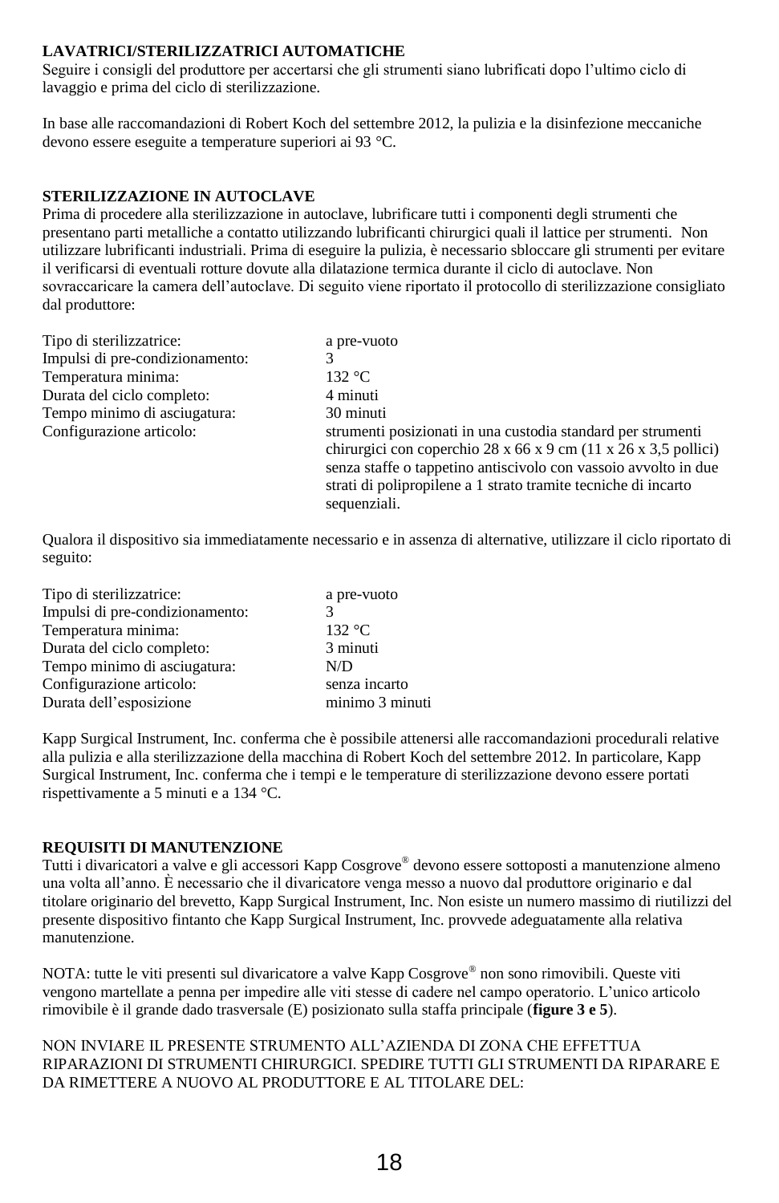**LAVATRICI/STERILIZZATRICI AUTOMATICHE**
Seguire i consigli del produttore per accertarsi che gli strumenti siano lubrificati dopo l'ultimo ciclo di lavaggio e prima del ciclo di sterilizzazione.

In base alle raccomandazioni di Robert Koch del settembre 2012, la pulizia e la disinfezione meccaniche devono essere eseguite a temperature superiori ai 93 °C.

**STERILIZZAZIONE IN AUTOCLAVE**
Prima di procedere alla sterilizzazione in autoclave, lubrificare tutti i componenti degli strumenti che presentano parti metalliche a contatto utilizzando lubrificanti chirurgici quali il lattice per strumenti. Non utilizzare lubrificanti industriali. Prima di eseguire la pulizia, è necessario sbloccare gli strumenti per evitare il verificarsi di eventuali rotture dovute alla dilatazione termica durante il ciclo di autoclave. Non sovraccaricare la camera dell'autoclave. Di seguito viene riportato il protocollo di sterilizzazione consigliato dal produttore:

| | |
|---|---|
| Tipo di sterilizzatrice: | a pre-vuoto |
| Impulsi di pre-condizionamento: | 3 |
| Temperatura minima: | 132 °C |
| Durata del ciclo completo: | 4 minuti |
| Tempo minimo di asciugatura: | 30 minuti |
| Configurazione articolo: | strumenti posizionati in una custodia standard per strumenti chirurgici con coperchio 28 x 66 x 9 cm (11 x 26 x 3,5 pollici) senza staffe o tappetino antiscivolo con vassoio avvolto in due strati di polipropilene a 1 strato tramite tecniche di incarto sequenziali. |

Qualora il dispositivo sia immediatamente necessario e in assenza di alternative, utilizzare il ciclo riportato di seguito:

| | |
|---|---|
| Tipo di sterilizzatrice: | a pre-vuoto |
| Impulsi di pre-condizionamento: | 3 |
| Temperatura minima: | 132 °C |
| Durata del ciclo completo: | 3 minuti |
| Tempo minimo di asciugatura: | N/D |
| Configurazione articolo: | senza incarto |
| Durata dell'esposizione | minimo 3 minuti |

Kapp Surgical Instrument, Inc. conferma che è possibile attenersi alle raccomandazioni procedurali relative alla pulizia e alla sterilizzazione della macchina di Robert Koch del settembre 2012. In particolare, Kapp Surgical Instrument, Inc. conferma che i tempi e le temperature di sterilizzazione devono essere portati rispettivamente a 5 minuti e a 134 °C.

**REQUISITI DI MANUTENZIONE**
Tutti i divaricatori a valve e gli accessori Kapp Cosgrove® devono essere sottoposti a manutenzione almeno una volta all'anno. È necessario che il divaricatore venga messo a nuovo dal produttore originario e dal titolare originario del brevetto, Kapp Surgical Instrument, Inc. Non esiste un numero massimo di riutilizzi del presente dispositivo fintanto che Kapp Surgical Instrument, Inc. provvede adeguatamente alla relativa manutenzione.

NOTA: tutte le viti presenti sul divaricatore a valve Kapp Cosgrove® non sono rimovibili. Queste viti vengono martellate a penna per impedire alle viti stesse di cadere nel campo operatorio. L'unico articolo rimovibile è il grande dado trasversale (E) posizionato sulla staffa principale (**figure 3 e 5**).

NON INVIARE IL PRESENTE STRUMENTO ALL'AZIENDA DI ZONA CHE EFFETTUA RIPARAZIONI DI STRUMENTI CHIRURGICI. SPEDIRE TUTTI GLI STRUMENTI DA RIPARARE E DA RIMETTERE A NUOVO AL PRODUTTORE E AL TITOLARE DEL: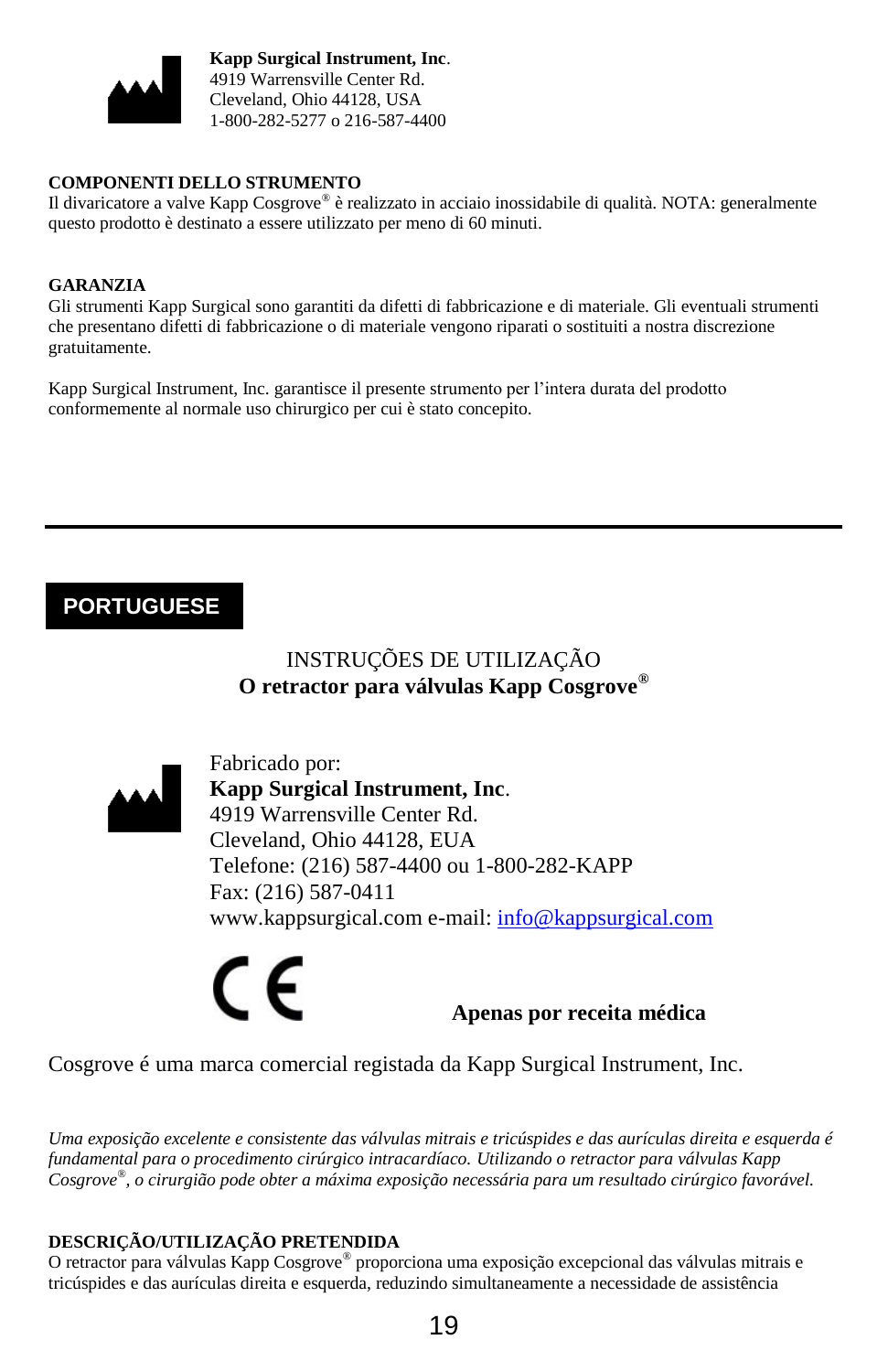**Kapp Surgical Instrument, Inc**.
4919 Warrensville Center Rd.
Cleveland, Ohio 44128, USA
1-800-282-5277 o 216-587-4400

**COMPONENTI DELLO STRUMENTO**

Il divaricatore a valve Kapp Cosgrove® è realizzato in acciaio inossidabile di qualità. NOTA: generalmente questo prodotto è destinato a essere utilizzato per meno di 60 minuti.

**GARANZIA**

Gli strumenti Kapp Surgical sono garantiti da difetti di fabbricazione e di materiale. Gli eventuali strumenti che presentano difetti di fabbricazione o di materiale vengono riparati o sostituiti a nostra discrezione gratuitamente.

Kapp Surgical Instrument, Inc. garantisce il presente strumento per l'intera durata del prodotto conformemente al normale uso chirurgico per cui è stato concepito.

---

## PORTUGUESE

INSTRUÇÕES DE UTILIZAÇÃO
**O retractor para válvulas Kapp Cosgrove®**

Fabricado por:
**Kapp Surgical Instrument, Inc**.
4919 Warrensville Center Rd.
Cleveland, Ohio 44128, EUA
Telefone: (216) 587-4400 ou 1-800-282-KAPP
Fax: (216) 587-0411
www.kappsurgical.com e-mail: info@kappsurgical.com

CE

**Apenas por receita médica**

Cosgrove é uma marca comercial registada da Kapp Surgical Instrument, Inc.

*Uma exposição excelente e consistente das válvulas mitrais e tricúspides e das aurículas direita e esquerda é fundamental para o procedimento cirúrgico intracardíaco. Utilizando o retractor para válvulas Kapp Cosgrove®, o cirurgião pode obter a máxima exposição necessária para um resultado cirúrgico favorável.*

**DESCRIÇÃO/UTILIZAÇÃO PRETENDIDA**

O retractor para válvulas Kapp Cosgrove® proporciona uma exposição excepcional das válvulas mitrais e tricúspides e das aurículas direita e esquerda, reduzindo simultaneamente a necessidade de assistência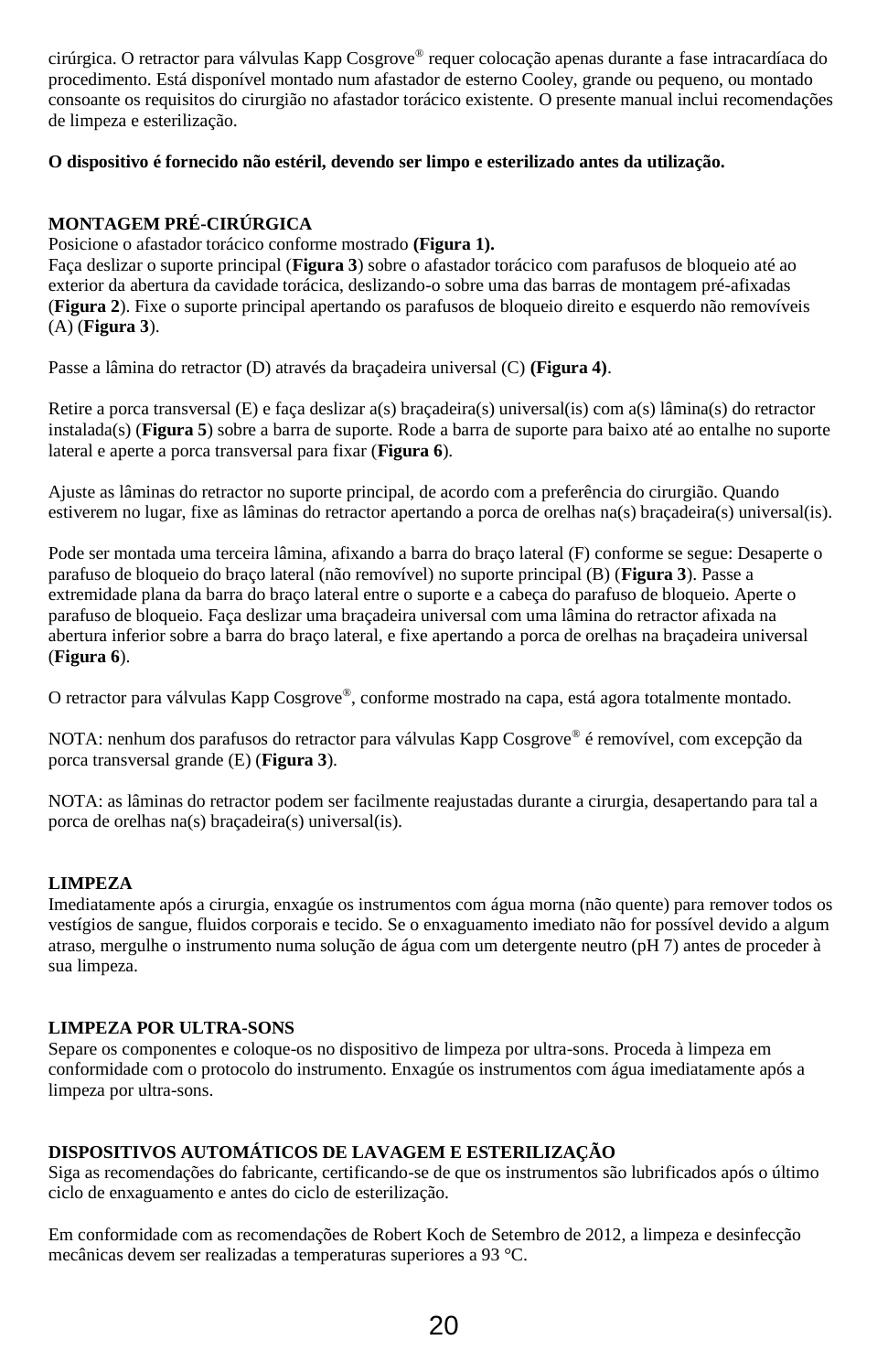cirúrgica. O retractor para válvulas Kapp Cosgrove® requer colocação apenas durante a fase intracardíaca do procedimento. Está disponível montado num afastador de esterno Cooley, grande ou pequeno, ou montado consoante os requisitos do cirurgião no afastador torácico existente. O presente manual inclui recomendações de limpeza e esterilização.

**O dispositivo é fornecido não estéril, devendo ser limpo e esterilizado antes da utilização.**

## MONTAGEM PRÉ-CIRÚRGICA

Posicione o afastador torácico conforme mostrado **(Figura 1).**
Faça deslizar o suporte principal (**Figura 3**) sobre o afastador torácico com parafusos de bloqueio até ao exterior da abertura da cavidade torácica, deslizando-o sobre uma das barras de montagem pré-afixadas (**Figura 2**). Fixe o suporte principal apertando os parafusos de bloqueio direito e esquerdo não removíveis (A) (**Figura 3**).

Passe a lâmina do retractor (D) através da braçadeira universal (C) **(Figura 4)**.

Retire a porca transversal (E) e faça deslizar a(s) braçadeira(s) universal(is) com a(s) lâmina(s) do retractor instalada(s) (**Figura 5**) sobre a barra de suporte. Rode a barra de suporte para baixo até ao entalhe no suporte lateral e aperte a porca transversal para fixar (**Figura 6**).

Ajuste as lâminas do retractor no suporte principal, de acordo com a preferência do cirurgião. Quando estiverem no lugar, fixe as lâminas do retractor apertando a porca de orelhas na(s) braçadeira(s) universal(is).

Pode ser montada uma terceira lâmina, afixando a barra do braço lateral (F) conforme se segue: Desaperte o parafuso de bloqueio do braço lateral (não removível) no suporte principal (B) (**Figura 3**). Passe a extremidade plana da barra do braço lateral entre o suporte e a cabeça do parafuso de bloqueio. Aperte o parafuso de bloqueio. Faça deslizar uma braçadeira universal com uma lâmina do retractor afixada na abertura inferior sobre a barra do braço lateral, e fixe apertando a porca de orelhas na braçadeira universal (**Figura 6**).

O retractor para válvulas Kapp Cosgrove®, conforme mostrado na capa, está agora totalmente montado.

NOTA: nenhum dos parafusos do retractor para válvulas Kapp Cosgrove® é removível, com excepção da porca transversal grande (E) (**Figura 3**).

NOTA: as lâminas do retractor podem ser facilmente reajustadas durante a cirurgia, desapertando para tal a porca de orelhas na(s) braçadeira(s) universal(is).

## LIMPEZA

Imediatamente após a cirurgia, enxagúe os instrumentos com água morna (não quente) para remover todos os vestígios de sangue, fluidos corporais e tecido. Se o enxaguamento imediato não for possível devido a algum atraso, mergulhe o instrumento numa solução de água com um detergente neutro (pH 7) antes de proceder à sua limpeza.

## LIMPEZA POR ULTRA-SONS

Separe os componentes e coloque-os no dispositivo de limpeza por ultra-sons. Proceda à limpeza em conformidade com o protocolo do instrumento. Enxagúe os instrumentos com água imediatamente após a limpeza por ultra-sons.

## DISPOSITIVOS AUTOMÁTICOS DE LAVAGEM E ESTERILIZAÇÃO

Siga as recomendações do fabricante, certificando-se de que os instrumentos são lubrificados após o último ciclo de enxaguamento e antes do ciclo de esterilização.

Em conformidade com as recomendações de Robert Koch de Setembro de 2012, a limpeza e desinfecção mecânicas devem ser realizadas a temperaturas superiores a 93 °C.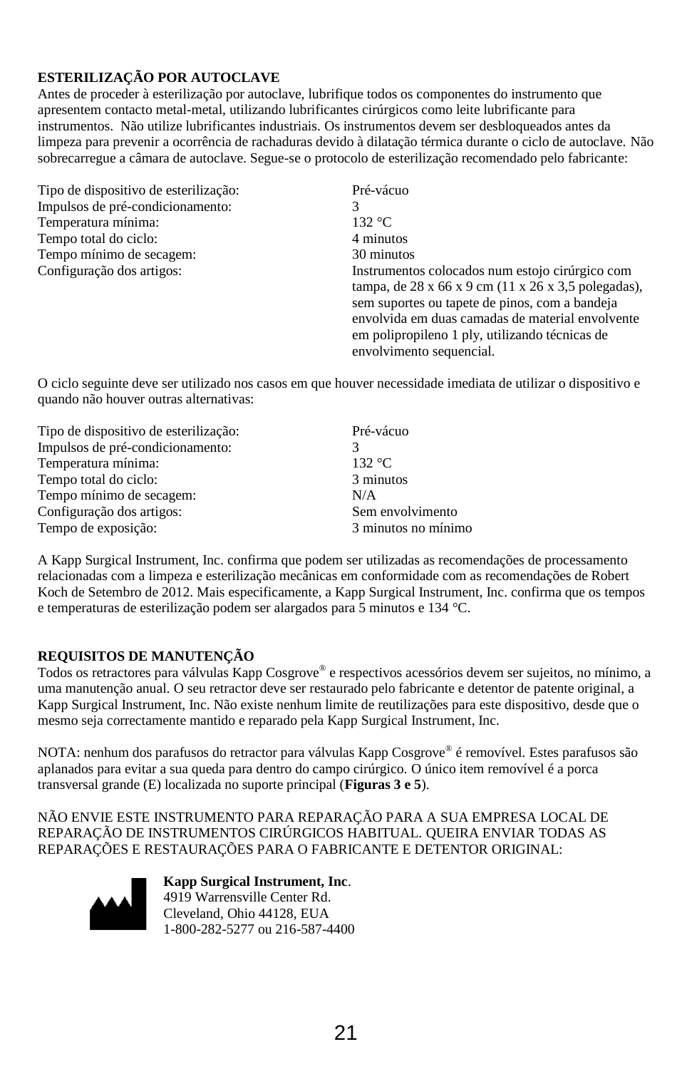**ESTERILIZAÇÃO POR AUTOCLAVE**

Antes de proceder à esterilização por autoclave, lubrifique todos os componentes do instrumento que apresentem contacto metal-metal, utilizando lubrificantes cirúrgicos como leite lubrificante para instrumentos. Não utilize lubrificantes industriais. Os instrumentos devem ser desbloqueados antes da limpeza para prevenir a ocorrência de rachaduras devido à dilatação térmica durante o ciclo de autoclave. Não sobrecarregue a câmara de autoclave. Segue-se o protocolo de esterilização recomendado pelo fabricante:

| | |
|---|---|
| Tipo de dispositivo de esterilização: | Pré-vácuo |
| Impulsos de pré-condicionamento: | 3 |
| Temperatura mínima: | 132 °C |
| Tempo total do ciclo: | 4 minutos |
| Tempo mínimo de secagem: | 30 minutos |
| Configuração dos artigos: | Instrumentos colocados num estojo cirúrgico com tampa, de 28 x 66 x 9 cm (11 x 26 x 3,5 polegadas), sem suportes ou tapete de pinos, com a bandeja envolvida em duas camadas de material envolvente em polipropileno 1 ply, utilizando técnicas de envolvimento sequencial. |

O ciclo seguinte deve ser utilizado nos casos em que houver necessidade imediata de utilizar o dispositivo e quando não houver outras alternativas:

| | |
|---|---|
| Tipo de dispositivo de esterilização: | Pré-vácuo |
| Impulsos de pré-condicionamento: | 3 |
| Temperatura mínima: | 132 °C |
| Tempo total do ciclo: | 3 minutos |
| Tempo mínimo de secagem: | N/A |
| Configuração dos artigos: | Sem envolvimento |
| Tempo de exposição: | 3 minutos no mínimo |

A Kapp Surgical Instrument, Inc. confirma que podem ser utilizadas as recomendações de processamento relacionadas com a limpeza e esterilização mecânicas em conformidade com as recomendações de Robert Koch de Setembro de 2012. Mais especificamente, a Kapp Surgical Instrument, Inc. confirma que os tempos e temperaturas de esterilização podem ser alargados para 5 minutos e 134 °C.

**REQUISITOS DE MANUTENÇÃO**

Todos os retractores para válvulas Kapp Cosgrove® e respectivos acessórios devem ser sujeitos, no mínimo, a uma manutenção anual. O seu retractor deve ser restaurado pelo fabricante e detentor de patente original, a Kapp Surgical Instrument, Inc. Não existe nenhum limite de reutilizações para este dispositivo, desde que o mesmo seja correctamente mantido e reparado pela Kapp Surgical Instrument, Inc.

NOTA: nenhum dos parafusos do retractor para válvulas Kapp Cosgrove® é removível. Estes parafusos são aplanados para evitar a sua queda para dentro do campo cirúrgico. O único item removível é a porca transversal grande (E) localizada no suporte principal (**Figuras 3 e 5**).

NÃO ENVIE ESTE INSTRUMENTO PARA REPARAÇÃO PARA A SUA EMPRESA LOCAL DE REPARAÇÃO DE INSTRUMENTOS CIRÚRGICOS HABITUAL. QUEIRA ENVIAR TODAS AS REPARAÇÕES E RESTAURAÇÕES PARA O FABRICANTE E DETENTOR ORIGINAL:

**Kapp Surgical Instrument, Inc**.
4919 Warrensville Center Rd.
Cleveland, Ohio 44128, EUA
1-800-282-5277 ou 216-587-4400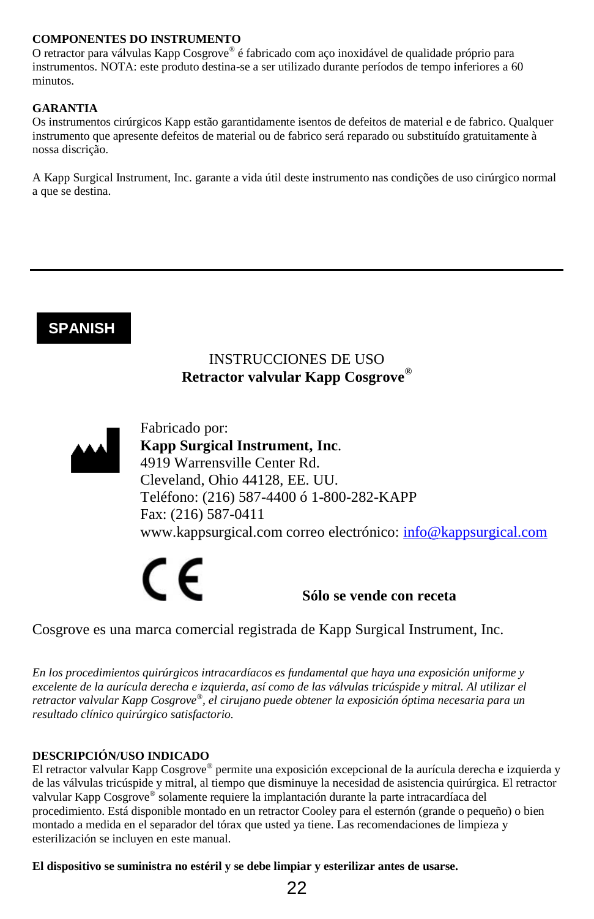**COMPONENTES DO INSTRUMENTO**
O retractor para válvulas Kapp Cosgrove® é fabricado com aço inoxidável de qualidade próprio para instrumentos. NOTA: este produto destina-se a ser utilizado durante períodos de tempo inferiores a 60 minutos.

**GARANTIA**
Os instrumentos cirúrgicos Kapp estão garantidamente isentos de defeitos de material e de fabrico. Qualquer instrumento que apresente defeitos de material ou de fabrico será reparado ou substituído gratuitamente à nossa discrição.

A Kapp Surgical Instrument, Inc. garante a vida útil deste instrumento nas condições de uso cirúrgico normal a que se destina.

---

## SPANISH

INSTRUCCIONES DE USO
**Retractor valvular Kapp Cosgrove®**

Fabricado por:
**Kapp Surgical Instrument, Inc**.
4919 Warrensville Center Rd.
Cleveland, Ohio 44128, EE. UU.
Teléfono: (216) 587-4400 ó 1-800-282-KAPP
Fax: (216) 587-0411
www.kappsurgical.com correo electrónico: info@kappsurgical.com

CE

**Sólo se vende con receta**

Cosgrove es una marca comercial registrada de Kapp Surgical Instrument, Inc.

*En los procedimientos quirúrgicos intracardíacos es fundamental que haya una exposición uniforme y excelente de la aurícula derecha e izquierda, así como de las válvulas tricúspide y mitral. Al utilizar el retractor valvular Kapp Cosgrove®, el cirujano puede obtener la exposición óptima necesaria para un resultado clínico quirúrgico satisfactorio.*

**DESCRIPCIÓN/USO INDICADO**
El retractor valvular Kapp Cosgrove® permite una exposición excepcional de la aurícula derecha e izquierda y de las válvulas tricúspide y mitral, al tiempo que disminuye la necesidad de asistencia quirúrgica. El retractor valvular Kapp Cosgrove® solamente requiere la implantación durante la parte intracardíaca del procedimiento. Está disponible montado en un retractor Cooley para el esternón (grande o pequeño) o bien montado a medida en el separador del tórax que usted ya tiene. Las recomendaciones de limpieza y esterilización se incluyen en este manual.

**El dispositivo se suministra no estéril y se debe limpiar y esterilizar antes de usarse.**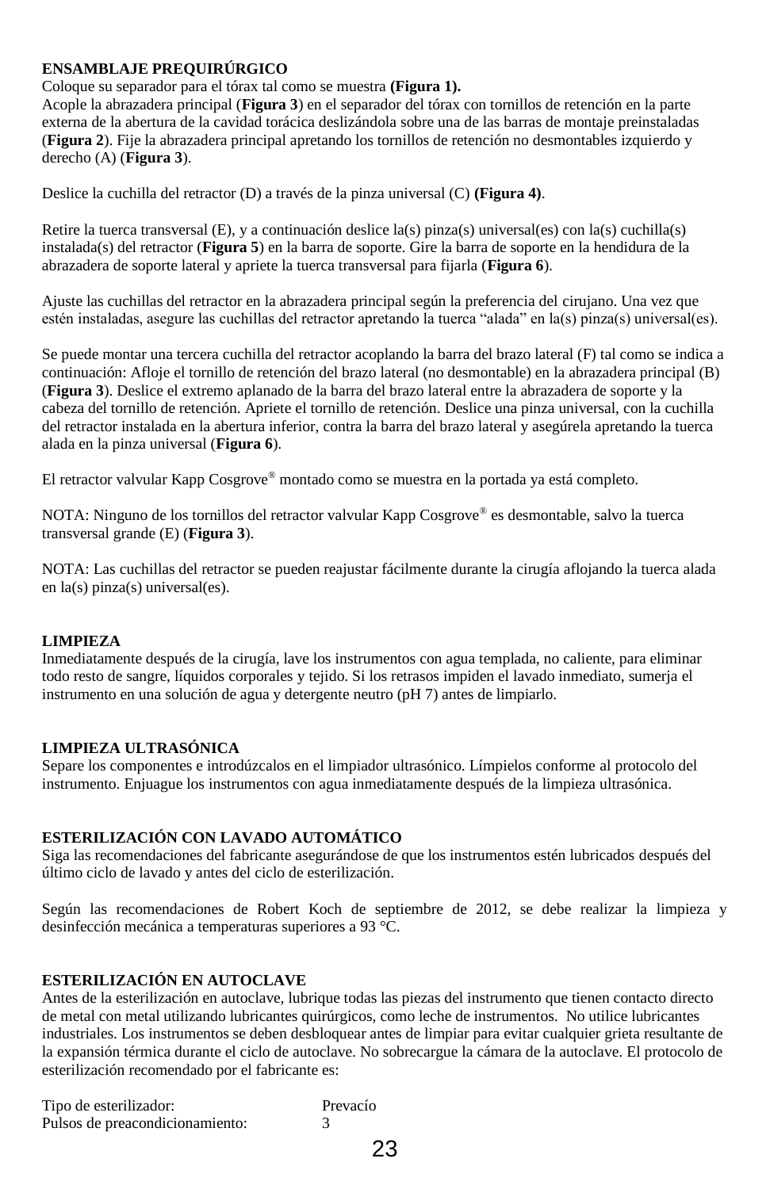**ENSAMBLAJE PREQUIRÚRGICO**
Coloque su separador para el tórax tal como se muestra **(Figura 1).**
Acople la abrazadera principal (**Figura 3**) en el separador del tórax con tornillos de retención en la parte externa de la abertura de la cavidad torácica deslizándola sobre una de las barras de montaje preinstaladas (**Figura 2**). Fije la abrazadera principal apretando los tornillos de retención no desmontables izquierdo y derecho (A) (**Figura 3**).

Deslice la cuchilla del retractor (D) a través de la pinza universal (C) **(Figura 4)**.

Retire la tuerca transversal (E), y a continuación deslice la(s) pinza(s) universal(es) con la(s) cuchilla(s) instalada(s) del retractor (**Figura 5**) en la barra de soporte. Gire la barra de soporte en la hendidura de la abrazadera de soporte lateral y apriete la tuerca transversal para fijarla (**Figura 6**).

Ajuste las cuchillas del retractor en la abrazadera principal según la preferencia del cirujano. Una vez que estén instaladas, asegure las cuchillas del retractor apretando la tuerca "alada" en la(s) pinza(s) universal(es).

Se puede montar una tercera cuchilla del retractor acoplando la barra del brazo lateral (F) tal como se indica a continuación: Afloje el tornillo de retención del brazo lateral (no desmontable) en la abrazadera principal (B) (**Figura 3**). Deslice el extremo aplanado de la barra del brazo lateral entre la abrazadera de soporte y la cabeza del tornillo de retención. Apriete el tornillo de retención. Deslice una pinza universal, con la cuchilla del retractor instalada en la abertura inferior, contra la barra del brazo lateral y asegúrela apretando la tuerca alada en la pinza universal (**Figura 6**).

El retractor valvular Kapp Cosgrove® montado como se muestra en la portada ya está completo.

NOTA: Ninguno de los tornillos del retractor valvular Kapp Cosgrove® es desmontable, salvo la tuerca transversal grande (E) (**Figura 3**).

NOTA: Las cuchillas del retractor se pueden reajustar fácilmente durante la cirugía aflojando la tuerca alada en la(s) pinza(s) universal(es).

**LIMPIEZA**
Inmediatamente después de la cirugía, lave los instrumentos con agua templada, no caliente, para eliminar todo resto de sangre, líquidos corporales y tejido. Si los retrasos impiden el lavado inmediato, sumerja el instrumento en una solución de agua y detergente neutro (pH 7) antes de limpiarlo.

**LIMPIEZA ULTRASÓNICA**
Separe los componentes e introdúzcalos en el limpiador ultrasónico. Límpielos conforme al protocolo del instrumento. Enjuague los instrumentos con agua inmediatamente después de la limpieza ultrasónica.

**ESTERILIZACIÓN CON LAVADO AUTOMÁTICO**
Siga las recomendaciones del fabricante asegurándose de que los instrumentos estén lubricados después del último ciclo de lavado y antes del ciclo de esterilización.

Según las recomendaciones de Robert Koch de septiembre de 2012, se debe realizar la limpieza y desinfección mecánica a temperaturas superiores a 93 °C.

**ESTERILIZACIÓN EN AUTOCLAVE**
Antes de la esterilización en autoclave, lubrique todas las piezas del instrumento que tienen contacto directo de metal con metal utilizando lubricantes quirúrgicos, como leche de instrumentos. No utilice lubricantes industriales. Los instrumentos se deben desbloquear antes de limpiar para evitar cualquier grieta resultante de la expansión térmica durante el ciclo de autoclave. No sobrecargue la cámara de la autoclave. El protocolo de esterilización recomendado por el fabricante es:

| | |
|---|---|
| Tipo de esterilizador: | Prevacío |
| Pulsos de preacondicionamiento: | 3 |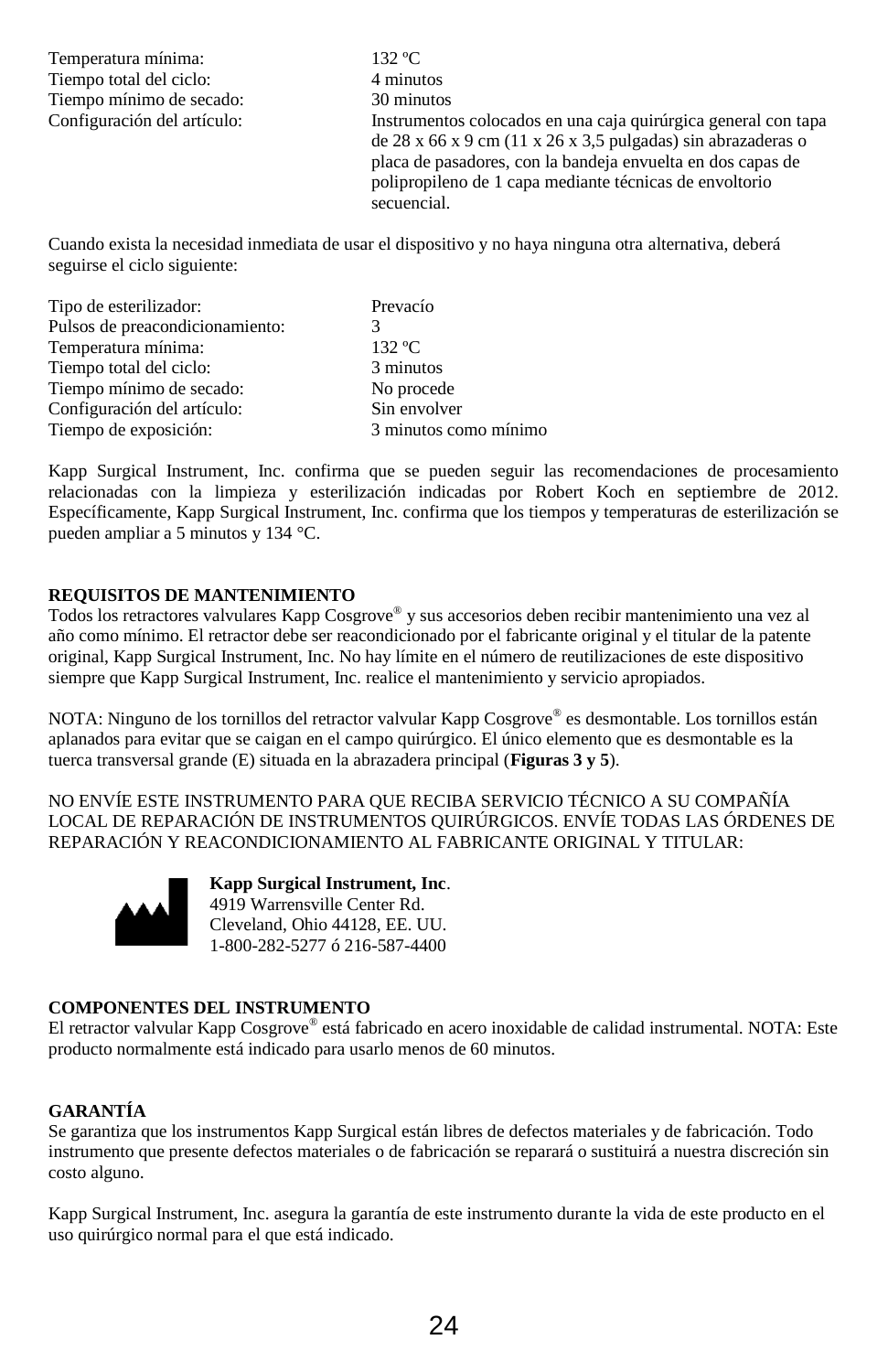| | |
|---|---|
| Temperatura mínima: | 132 ºC |
| Tiempo total del ciclo: | 4 minutos |
| Tiempo mínimo de secado: | 30 minutos |
| Configuración del artículo: | Instrumentos colocados en una caja quirúrgica general con tapa de 28 x 66 x 9 cm (11 x 26 x 3,5 pulgadas) sin abrazaderas o placa de pasadores, con la bandeja envuelta en dos capas de polipropileno de 1 capa mediante técnicas de envoltorio secuencial. |

Cuando exista la necesidad inmediata de usar el dispositivo y no haya ninguna otra alternativa, deberá seguirse el ciclo siguiente:

| | |
|---|---|
| Tipo de esterilizador: | Prevacío |
| Pulsos de preacondicionamiento: | 3 |
| Temperatura mínima: | 132 ºC |
| Tiempo total del ciclo: | 3 minutos |
| Tiempo mínimo de secado: | No procede |
| Configuración del artículo: | Sin envolver |
| Tiempo de exposición: | 3 minutos como mínimo |

Kapp Surgical Instrument, Inc. confirma que se pueden seguir las recomendaciones de procesamiento relacionadas con la limpieza y esterilización indicadas por Robert Koch en septiembre de 2012. Específicamente, Kapp Surgical Instrument, Inc. confirma que los tiempos y temperaturas de esterilización se pueden ampliar a 5 minutos y 134 °C.

**REQUISITOS DE MANTENIMIENTO**

Todos los retractores valvulares Kapp Cosgrove® y sus accesorios deben recibir mantenimiento una vez al año como mínimo. El retractor debe ser reacondicionado por el fabricante original y el titular de la patente original, Kapp Surgical Instrument, Inc. No hay límite en el número de reutilizaciones de este dispositivo siempre que Kapp Surgical Instrument, Inc. realice el mantenimiento y servicio apropiados.

NOTA: Ninguno de los tornillos del retractor valvular Kapp Cosgrove® es desmontable. Los tornillos están aplanados para evitar que se caigan en el campo quirúrgico. El único elemento que es desmontable es la tuerca transversal grande (E) situada en la abrazadera principal (**Figuras 3 y 5**).

NO ENVÍE ESTE INSTRUMENTO PARA QUE RECIBA SERVICIO TÉCNICO A SU COMPAÑÍA LOCAL DE REPARACIÓN DE INSTRUMENTOS QUIRÚRGICOS. ENVÍE TODAS LAS ÓRDENES DE REPARACIÓN Y REACONDICIONAMIENTO AL FABRICANTE ORIGINAL Y TITULAR:

**Kapp Surgical Instrument, Inc**.
4919 Warrensville Center Rd.
Cleveland, Ohio 44128, EE. UU.
1-800-282-5277 ó 216-587-4400

**COMPONENTES DEL INSTRUMENTO**

El retractor valvular Kapp Cosgrove® está fabricado en acero inoxidable de calidad instrumental. NOTA: Este producto normalmente está indicado para usarlo menos de 60 minutos.

**GARANTÍA**

Se garantiza que los instrumentos Kapp Surgical están libres de defectos materiales y de fabricación. Todo instrumento que presente defectos materiales o de fabricación se reparará o sustituirá a nuestra discreción sin costo alguno.

Kapp Surgical Instrument, Inc. asegura la garantía de este instrumento durante la vida de este producto en el uso quirúrgico normal para el que está indicado.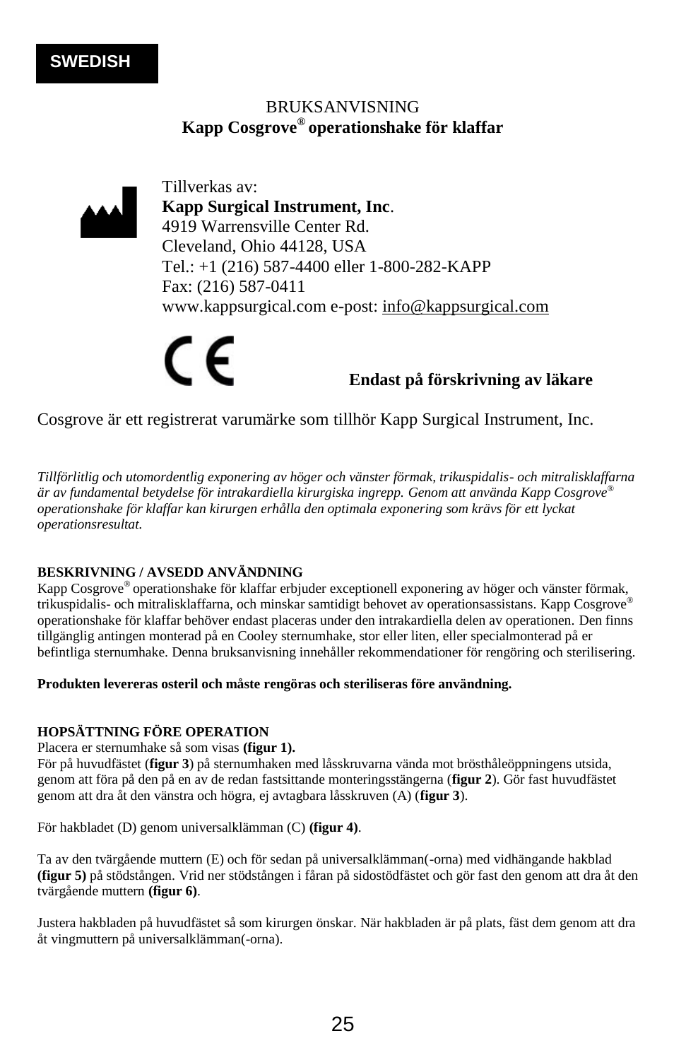**SWEDISH**

BRUKSANVISNING

**Kapp Cosgrove® operationshake för klaffar**

Tillverkas av:
**Kapp Surgical Instrument, Inc**.
4919 Warrensville Center Rd.
Cleveland, Ohio 44128, USA
Tel.: +1 (216) 587-4400 eller 1-800-282-KAPP
Fax: (216) 587-0411
www.kappsurgical.com e-post: info@kappsurgical.com

CE

**Endast på förskrivning av läkare**

Cosgrove är ett registrerat varumärke som tillhör Kapp Surgical Instrument, Inc.

*Tillförlitlig och utomordentlig exponering av höger och vänster förmak, trikuspidalis- och mitralisklaffarna är av fundamental betydelse för intrakardiella kirurgiska ingrepp. Genom att använda Kapp Cosgrove® operationshake för klaffar kan kirurgen erhålla den optimala exponering som krävs för ett lyckat operationsresultat.*

**BESKRIVNING / AVSEDD ANVÄNDNING**

Kapp Cosgrove® operationshake för klaffar erbjuder exceptionell exponering av höger och vänster förmak, trikuspidalis- och mitralisklaffarna, och minskar samtidigt behovet av operationsassistans. Kapp Cosgrove® operationshake för klaffar behöver endast placeras under den intrakardiella delen av operationen. Den finns tillgänglig antingen monterad på en Cooley sternumhake, stor eller liten, eller specialmonterad på er befintliga sternumhake. Denna bruksanvisning innehåller rekommendationer för rengöring och sterilisering.

**Produkten levereras osteril och måste rengöras och steriliseras före användning.**

**HOPSÄTTNING FÖRE OPERATION**

Placera er sternumhake så som visas **(figur 1).**
För på huvudfästet (**figur 3**) på sternumhaken med låsskruvarna vända mot brösthåleöppningens utsida, genom att föra på den på en av de redan fastsittande monteringsstängerna (**figur 2**). Gör fast huvudfästet genom att dra åt den vänstra och högra, ej avtagbara låsskruven (A) (**figur 3**).

För hakbladet (D) genom universalklämman (C) **(figur 4)**.

Ta av den tvärgående muttern (E) och för sedan på universalklämman(-orna) med vidhängande hakblad **(figur 5)** på stödstången. Vrid ner stödstången i fåran på sidostödfästet och gör fast den genom att dra åt den tvärgående muttern **(figur 6)**.

Justera hakbladen på huvudfästet så som kirurgen önskar. När hakbladen är på plats, fäst dem genom att dra åt vingmuttern på universalklämman(-orna).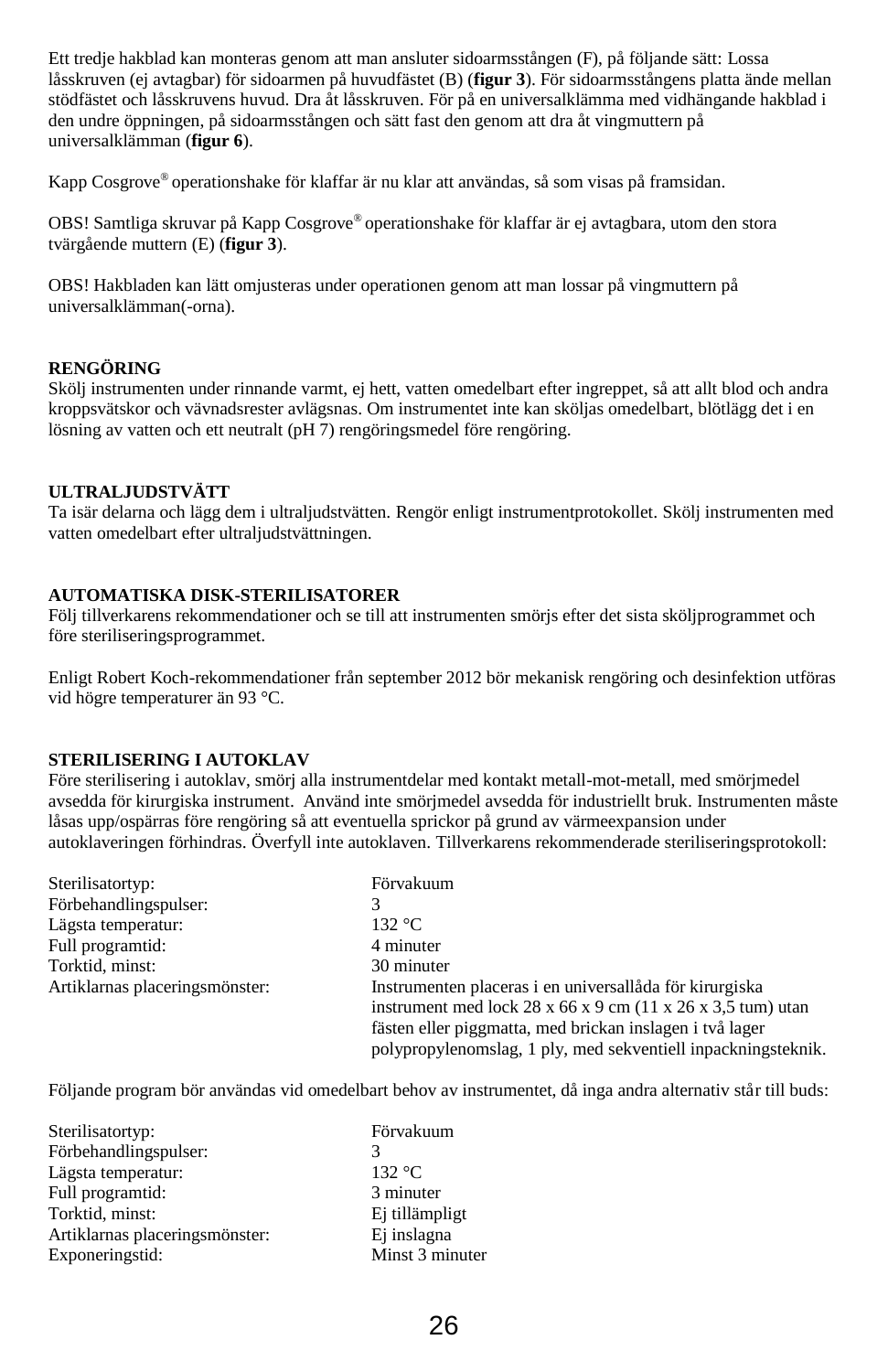Ett tredje hakblad kan monteras genom att man ansluter sidoarmsstången (F), på följande sätt: Lossa låsskruven (ej avtagbar) för sidoarmen på huvudfästet (B) (**figur 3**). För sidoarmsstångens platta ände mellan stödfästet och låsskruvens huvud. Dra åt låsskruven. För på en universalklämma med vidhängande hakblad i den undre öppningen, på sidoarmsstången och sätt fast den genom att dra åt vingmuttern på universalklämman (**figur 6**).

Kapp Cosgrove® operationshake för klaffar är nu klar att användas, så som visas på framsidan.

OBS! Samtliga skruvar på Kapp Cosgrove® operationshake för klaffar är ej avtagbara, utom den stora tvärgående muttern (E) (**figur 3**).

OBS! Hakbladen kan lätt omjusteras under operationen genom att man lossar på vingmuttern på universalklämman(-orna).

**RENGÖRING**
Skölj instrumenten under rinnande varmt, ej hett, vatten omedelbart efter ingreppet, så att allt blod och andra kroppsvätskor och vävnadsrester avlägsnas. Om instrumentet inte kan sköljas omedelbart, blötlägg det i en lösning av vatten och ett neutralt (pH 7) rengöringsmedel före rengöring.

**ULTRALJUDSTVÄTT**
Ta isär delarna och lägg dem i ultraljudstvätten. Rengör enligt instrumentprotokollet. Skölj instrumenten med vatten omedelbart efter ultraljudstvättningen.

**AUTOMATISKA DISK-STERILISATORER**
Följ tillverkarens rekommendationer och se till att instrumenten smörjs efter det sista sköljprogrammet och före steriliseringsprogrammet.

Enligt Robert Koch-rekommendationer från september 2012 bör mekanisk rengöring och desinfektion utföras vid högre temperaturer än 93 °C.

**STERILISERING I AUTOKLAV**
Före sterilisering i autoklav, smörj alla instrumentdelar med kontakt metall-mot-metall, med smörjmedel avsedda för kirurgiska instrument. Använd inte smörjmedel avsedda för industriellt bruk. Instrumenten måste låsas upp/ospärras före rengöring så att eventuella sprickor på grund av värmeexpansion under autoklaveringen förhindras. Överfyll inte autoklaven. Tillverkarens rekommenderade steriliseringsprotokoll:

| | |
|---|---|
| Sterilisatortyp: | Förvakuum |
| Förbehandlingspulser: | 3 |
| Lägsta temperatur: | 132 °C |
| Full programtid: | 4 minuter |
| Torktid, minst: | 30 minuter |
| Artiklarnas placeringsmönster: | Instrumenten placeras i en universallåda för kirurgiska instrument med lock 28 x 66 x 9 cm (11 x 26 x 3,5 tum) utan fästen eller piggmatta, med brickan inslagen i två lager polypropylenomslag, 1 ply, med sekventiell inpackningsteknik. |

Följande program bör användas vid omedelbart behov av instrumentet, då inga andra alternativ står till buds:

| | |
|---|---|
| Sterilisatortyp: | Förvakuum |
| Förbehandlingspulser: | 3 |
| Lägsta temperatur: | 132 °C |
| Full programtid: | 3 minuter |
| Torktid, minst: | Ej tillämpligt |
| Artiklarnas placeringsmönster: | Ej inslagna |
| Exponeringstid: | Minst 3 minuter |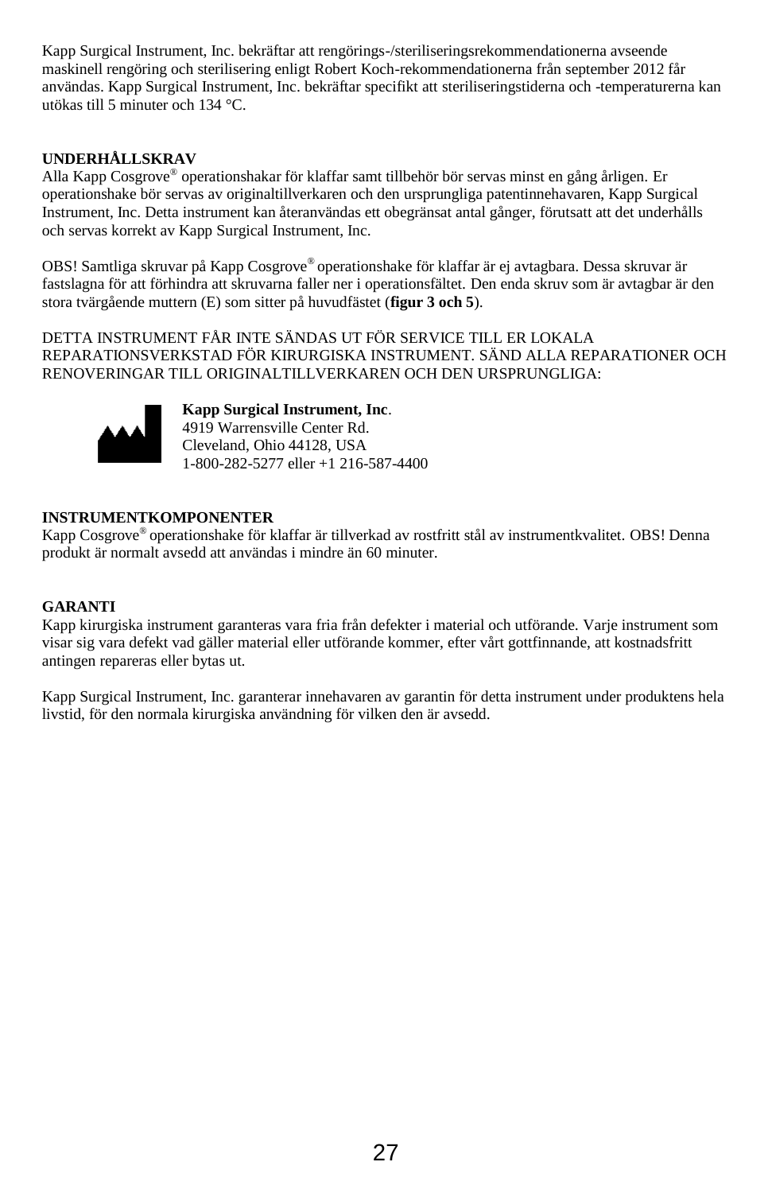Kapp Surgical Instrument, Inc. bekräftar att rengörings-/steriliseringsrekommendationerna avseende maskinell rengöring och sterilisering enligt Robert Koch-rekommendationerna från september 2012 får användas. Kapp Surgical Instrument, Inc. bekräftar specifikt att steriliseringstiderna och -temperaturerna kan utökas till 5 minuter och 134 °C.

**UNDERHÅLLSKRAV**

Alla Kapp Cosgrove® operationshakar för klaffar samt tillbehör bör servas minst en gång årligen. Er operationshake bör servas av originaltillverkaren och den ursprungliga patentinnehavaren, Kapp Surgical Instrument, Inc. Detta instrument kan återanvändas ett obegränsat antal gånger, förutsatt att det underhålls och servas korrekt av Kapp Surgical Instrument, Inc.

OBS! Samtliga skruvar på Kapp Cosgrove® operationshake för klaffar är ej avtagbara. Dessa skruvar är fastslagna för att förhindra att skruvarna faller ner i operationsfältet. Den enda skruv som är avtagbar är den stora tvärgående muttern (E) som sitter på huvudfästet (**figur 3 och 5**).

DETTA INSTRUMENT FÅR INTE SÄNDAS UT FÖR SERVICE TILL ER LOKALA REPARATIONSVERKSTAD FÖR KIRURGISKA INSTRUMENT. SÄND ALLA REPARATIONER OCH RENOVERINGAR TILL ORIGINALTILLVERKAREN OCH DEN URSPRUNGLIGA:

**Kapp Surgical Instrument, Inc**.
4919 Warrensville Center Rd.
Cleveland, Ohio 44128, USA
1-800-282-5277 eller +1 216-587-4400

**INSTRUMENTKOMPONENTER**

Kapp Cosgrove® operationshake för klaffar är tillverkad av rostfritt stål av instrumentkvalitet. OBS! Denna produkt är normalt avsedd att användas i mindre än 60 minuter.

**GARANTI**

Kapp kirurgiska instrument garanteras vara fria från defekter i material och utförande. Varje instrument som visar sig vara defekt vad gäller material eller utförande kommer, efter vårt gottfinnande, att kostnadsfritt antingen repareras eller bytas ut.

Kapp Surgical Instrument, Inc. garanterar innehavaren av garantin för detta instrument under produktens hela livstid, för den normala kirurgiska användning för vilken den är avsedd.